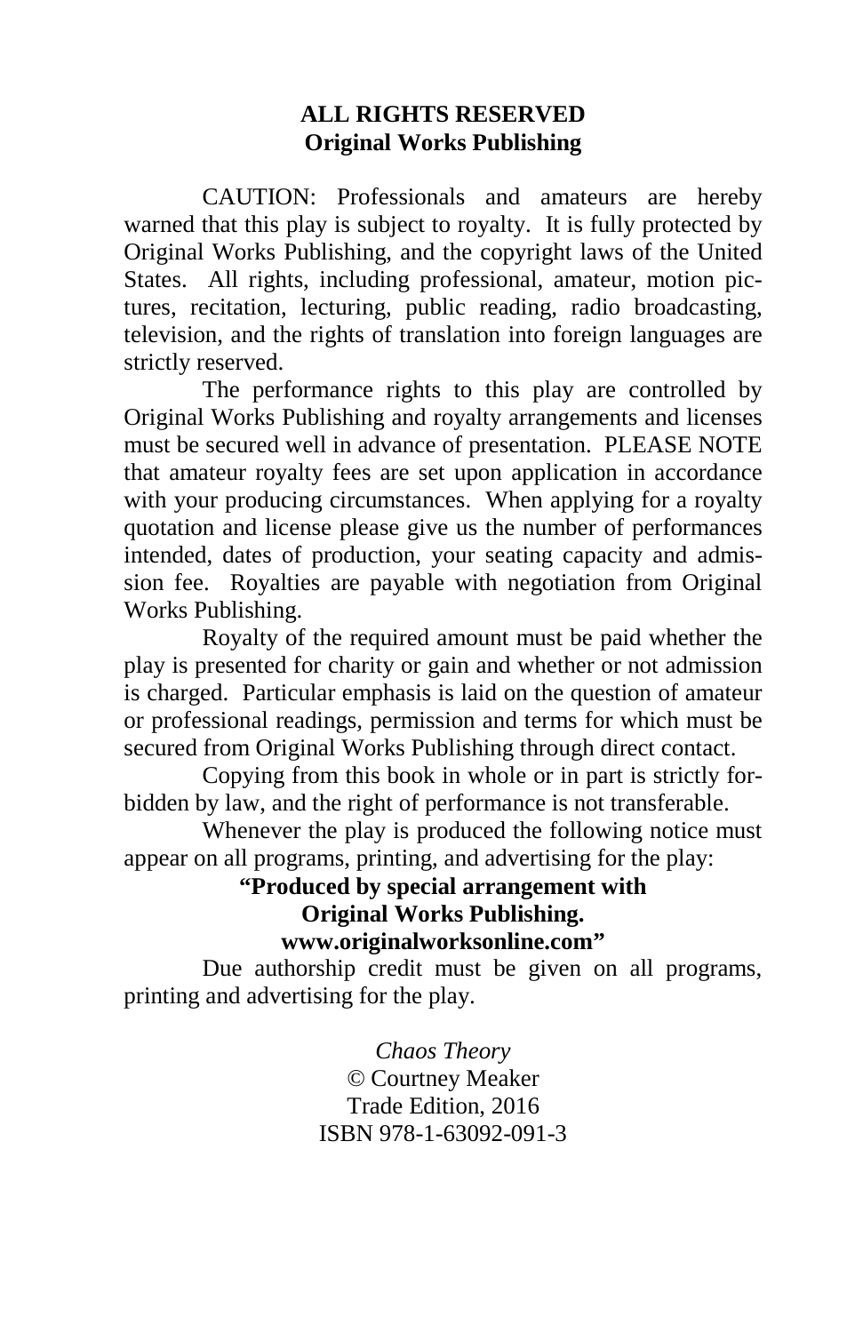**ALL RIGHTS RESERVED**
**Original Works Publishing**

CAUTION: Professionals and amateurs are hereby warned that this play is subject to royalty. It is fully protected by Original Works Publishing, and the copyright laws of the United States. All rights, including professional, amateur, motion pictures, recitation, lecturing, public reading, radio broadcasting, television, and the rights of translation into foreign languages are strictly reserved.

The performance rights to this play are controlled by Original Works Publishing and royalty arrangements and licenses must be secured well in advance of presentation. PLEASE NOTE that amateur royalty fees are set upon application in accordance with your producing circumstances. When applying for a royalty quotation and license please give us the number of performances intended, dates of production, your seating capacity and admission fee. Royalties are payable with negotiation from Original Works Publishing.

Royalty of the required amount must be paid whether the play is presented for charity or gain and whether or not admission is charged. Particular emphasis is laid on the question of amateur or professional readings, permission and terms for which must be secured from Original Works Publishing through direct contact.

Copying from this book in whole or in part is strictly forbidden by law, and the right of performance is not transferable.

Whenever the play is produced the following notice must appear on all programs, printing, and advertising for the play:

**"Produced by special arrangement with**
**Original Works Publishing.**
**www.originalworksonline.com"**

Due authorship credit must be given on all programs, printing and advertising for the play.

*Chaos Theory*
© Courtney Meaker
Trade Edition, 2016
ISBN 978-1-63092-091-3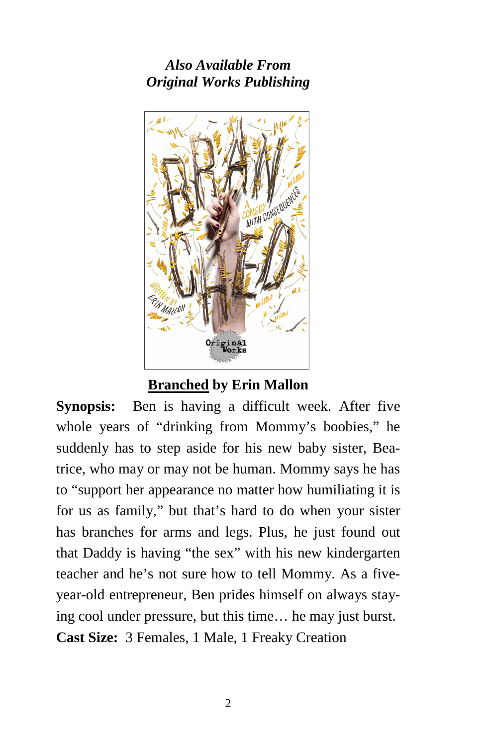***Also Available From***
***Original Works Publishing***

**Branched by Erin Mallon**

**Synopsis:** Ben is having a difficult week. After five whole years of "drinking from Mommy's boobies," he suddenly has to step aside for his new baby sister, Beatrice, who may or may not be human. Mommy says he has to "support her appearance no matter how humiliating it is for us as family," but that's hard to do when your sister has branches for arms and legs. Plus, he just found out that Daddy is having "the sex" with his new kindergarten teacher and he's not sure how to tell Mommy. As a five-year-old entrepreneur, Ben prides himself on always staying cool under pressure, but this time… he may just burst.

**Cast Size:** 3 Females, 1 Male, 1 Freaky Creation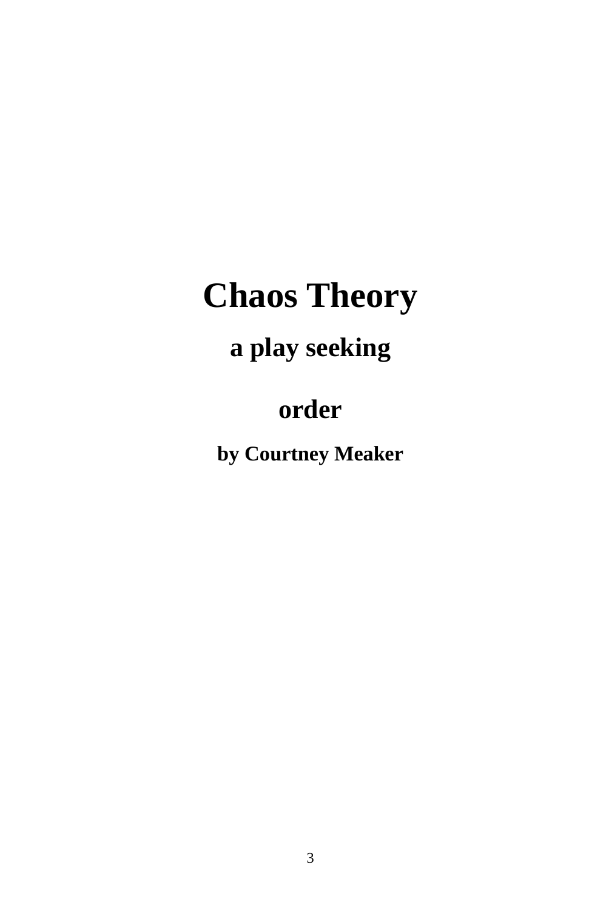# Chaos Theory

## a play seeking

## order

### by Courtney Meaker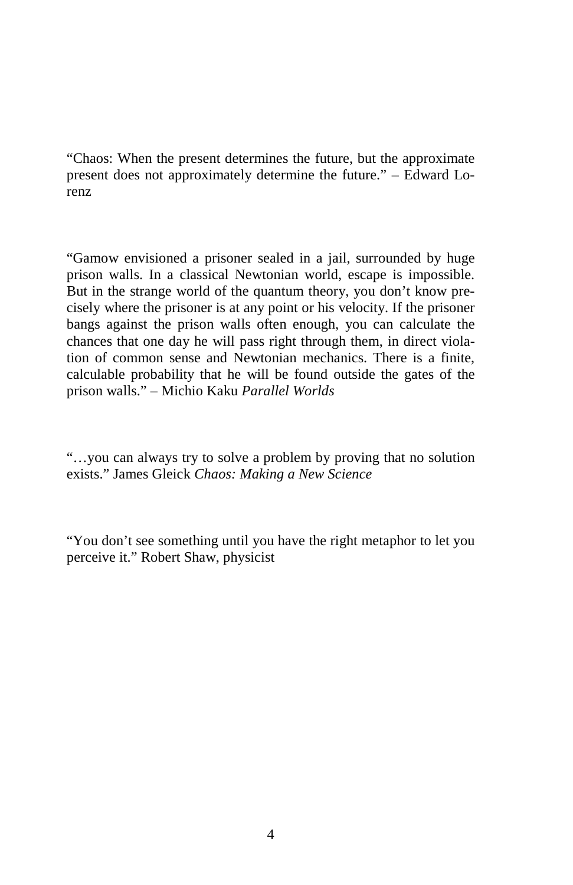"Chaos: When the present determines the future, but the approximate present does not approximately determine the future." – Edward Lorenz

"Gamow envisioned a prisoner sealed in a jail, surrounded by huge prison walls. In a classical Newtonian world, escape is impossible. But in the strange world of the quantum theory, you don't know precisely where the prisoner is at any point or his velocity. If the prisoner bangs against the prison walls often enough, you can calculate the chances that one day he will pass right through them, in direct violation of common sense and Newtonian mechanics. There is a finite, calculable probability that he will be found outside the gates of the prison walls." – Michio Kaku *Parallel Worlds*

"…you can always try to solve a problem by proving that no solution exists." James Gleick *Chaos: Making a New Science*

"You don't see something until you have the right metaphor to let you perceive it." Robert Shaw, physicist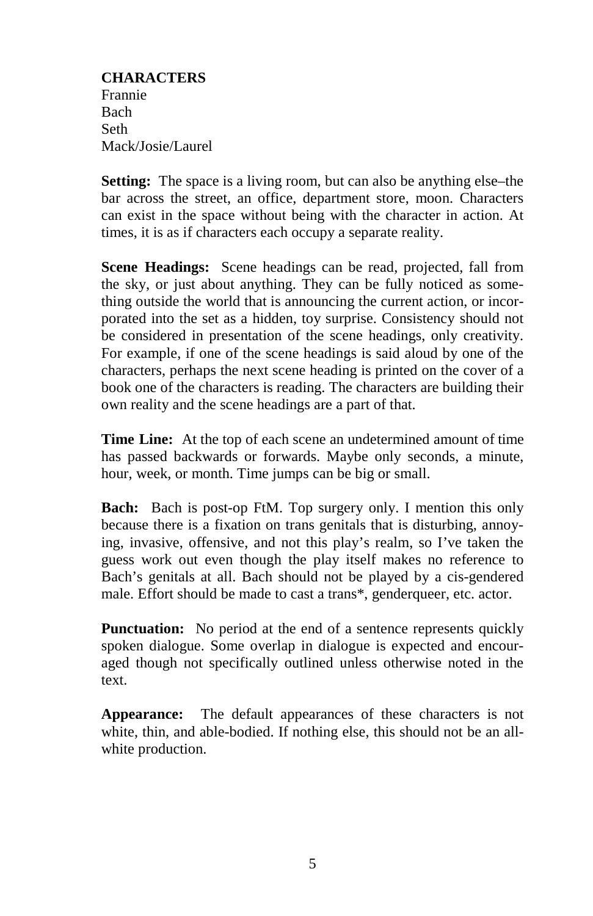**CHARACTERS**
Frannie
Bach
Seth
Mack/Josie/Laurel

**Setting:** The space is a living room, but can also be anything else–the bar across the street, an office, department store, moon. Characters can exist in the space without being with the character in action. At times, it is as if characters each occupy a separate reality.

**Scene Headings:** Scene headings can be read, projected, fall from the sky, or just about anything. They can be fully noticed as something outside the world that is announcing the current action, or incorporated into the set as a hidden, toy surprise. Consistency should not be considered in presentation of the scene headings, only creativity. For example, if one of the scene headings is said aloud by one of the characters, perhaps the next scene heading is printed on the cover of a book one of the characters is reading. The characters are building their own reality and the scene headings are a part of that.

**Time Line:** At the top of each scene an undetermined amount of time has passed backwards or forwards. Maybe only seconds, a minute, hour, week, or month. Time jumps can be big or small.

**Bach:** Bach is post-op FtM. Top surgery only. I mention this only because there is a fixation on trans genitals that is disturbing, annoying, invasive, offensive, and not this play's realm, so I've taken the guess work out even though the play itself makes no reference to Bach's genitals at all. Bach should not be played by a cis-gendered male. Effort should be made to cast a trans*, genderqueer, etc. actor.

**Punctuation:** No period at the end of a sentence represents quickly spoken dialogue. Some overlap in dialogue is expected and encouraged though not specifically outlined unless otherwise noted in the text.

**Appearance:** The default appearances of these characters is not white, thin, and able-bodied. If nothing else, this should not be an all-white production.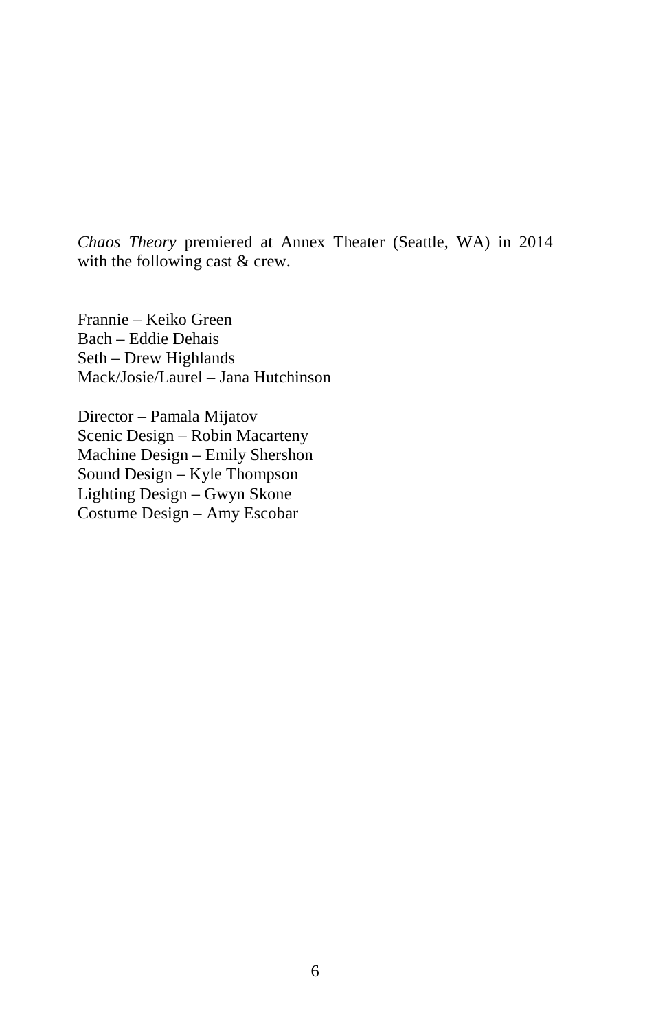*Chaos Theory* premiered at Annex Theater (Seattle, WA) in 2014 with the following cast & crew.

Frannie – Keiko Green
Bach – Eddie Dehais
Seth – Drew Highlands
Mack/Josie/Laurel – Jana Hutchinson

Director – Pamala Mijatov
Scenic Design – Robin Macarteny
Machine Design – Emily Shershon
Sound Design – Kyle Thompson
Lighting Design – Gwyn Skone
Costume Design – Amy Escobar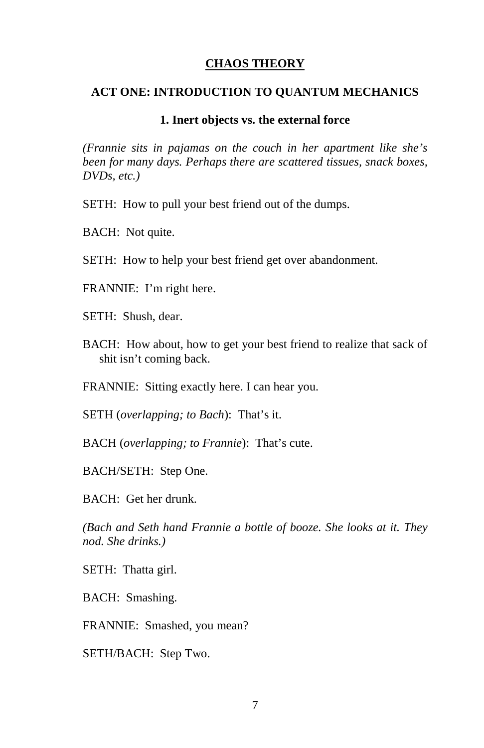# <u>CHAOS THEORY</u>

## ACT ONE: INTRODUCTION TO QUANTUM MECHANICS

### 1. Inert objects vs. the external force

*(Frannie sits in pajamas on the couch in her apartment like she's been for many days. Perhaps there are scattered tissues, snack boxes, DVDs, etc.)*

SETH: How to pull your best friend out of the dumps.

BACH: Not quite.

SETH: How to help your best friend get over abandonment.

FRANNIE: I'm right here.

SETH: Shush, dear.

BACH: How about, how to get your best friend to realize that sack of shit isn't coming back.

FRANNIE: Sitting exactly here. I can hear you.

SETH (*overlapping; to Bach*): That's it.

BACH (*overlapping; to Frannie*): That's cute.

BACH/SETH: Step One.

BACH: Get her drunk.

*(Bach and Seth hand Frannie a bottle of booze. She looks at it. They nod. She drinks.)*

SETH: Thatta girl.

BACH: Smashing.

FRANNIE: Smashed, you mean?

SETH/BACH: Step Two.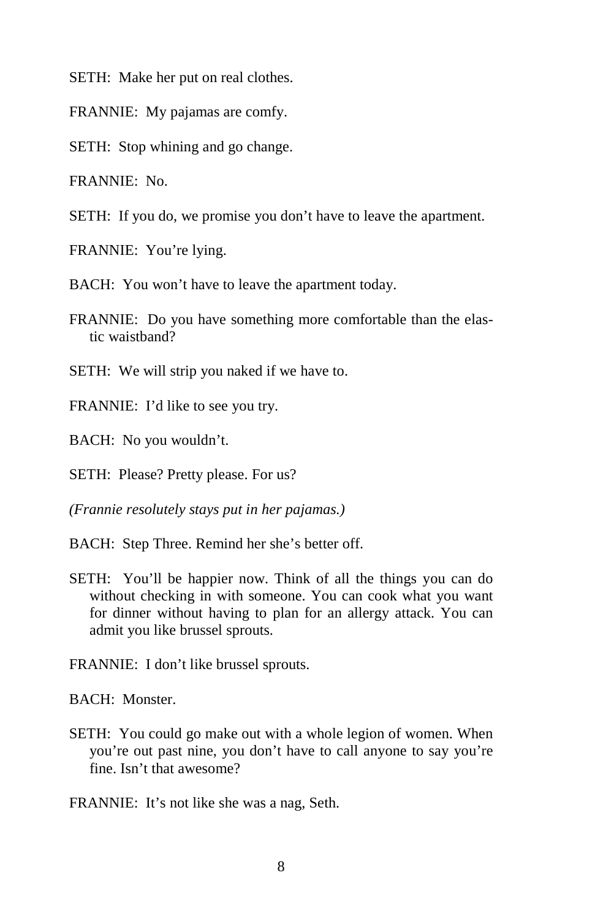SETH: Make her put on real clothes.

FRANNIE: My pajamas are comfy.

SETH: Stop whining and go change.

FRANNIE: No.

SETH: If you do, we promise you don't have to leave the apartment.

FRANNIE: You're lying.

BACH: You won't have to leave the apartment today.

FRANNIE: Do you have something more comfortable than the elastic waistband?

SETH: We will strip you naked if we have to.

FRANNIE: I'd like to see you try.

BACH: No you wouldn't.

SETH: Please? Pretty please. For us?

*(Frannie resolutely stays put in her pajamas.)*

BACH: Step Three. Remind her she's better off.

SETH: You'll be happier now. Think of all the things you can do without checking in with someone. You can cook what you want for dinner without having to plan for an allergy attack. You can admit you like brussel sprouts.

FRANNIE: I don't like brussel sprouts.

BACH: Monster.

SETH: You could go make out with a whole legion of women. When you're out past nine, you don't have to call anyone to say you're fine. Isn't that awesome?

FRANNIE: It's not like she was a nag, Seth.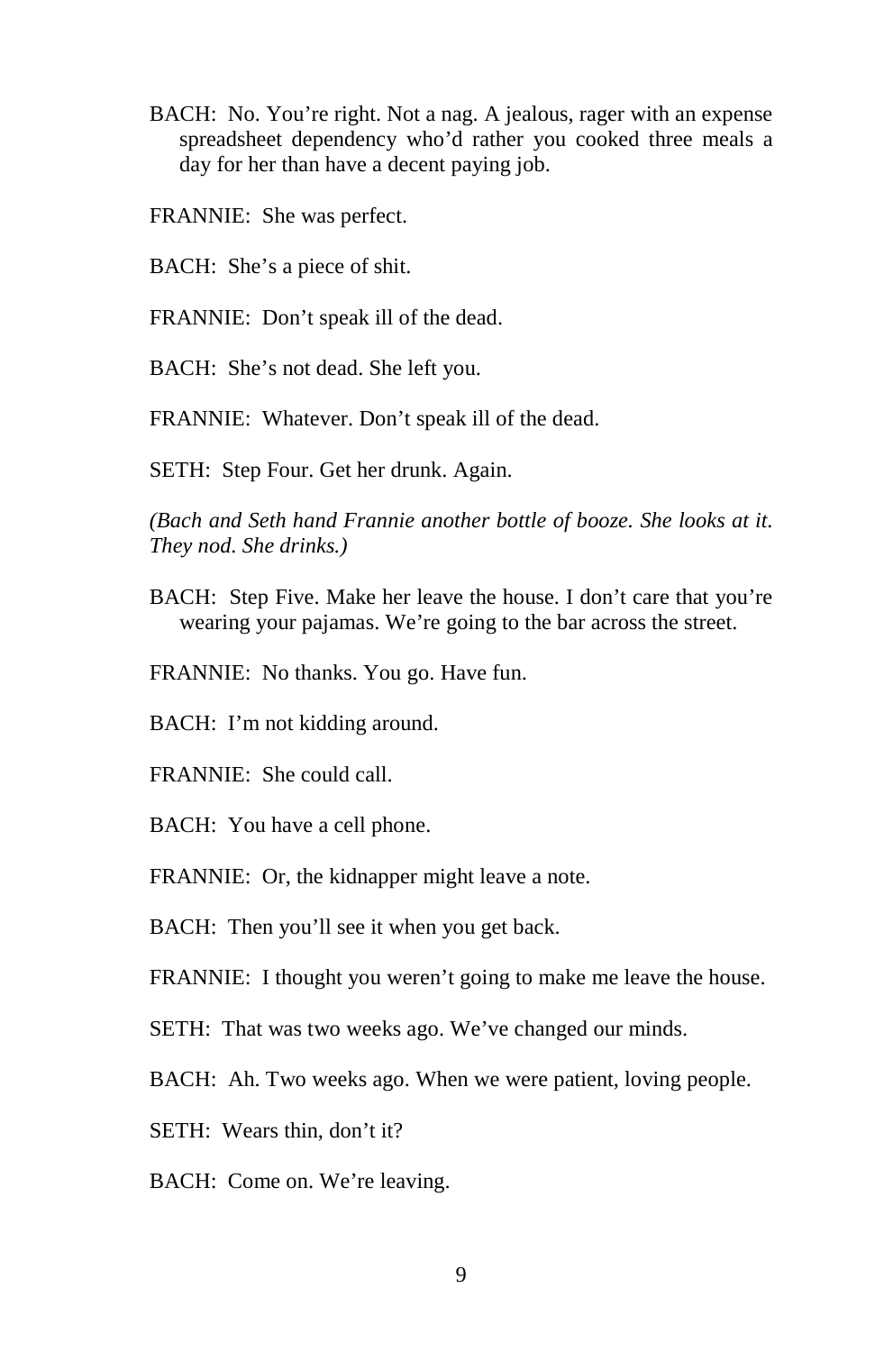BACH: No. You're right. Not a nag. A jealous, rager with an expense spreadsheet dependency who'd rather you cooked three meals a day for her than have a decent paying job.

FRANNIE: She was perfect.

BACH: She's a piece of shit.

FRANNIE: Don't speak ill of the dead.

BACH: She's not dead. She left you.

FRANNIE: Whatever. Don't speak ill of the dead.

SETH: Step Four. Get her drunk. Again.

*(Bach and Seth hand Frannie another bottle of booze. She looks at it. They nod. She drinks.)*

BACH: Step Five. Make her leave the house. I don't care that you're wearing your pajamas. We're going to the bar across the street.

FRANNIE: No thanks. You go. Have fun.

BACH: I'm not kidding around.

FRANNIE: She could call.

BACH: You have a cell phone.

FRANNIE: Or, the kidnapper might leave a note.

BACH: Then you'll see it when you get back.

FRANNIE: I thought you weren't going to make me leave the house.

SETH: That was two weeks ago. We've changed our minds.

BACH: Ah. Two weeks ago. When we were patient, loving people.

SETH: Wears thin, don't it?

BACH: Come on. We're leaving.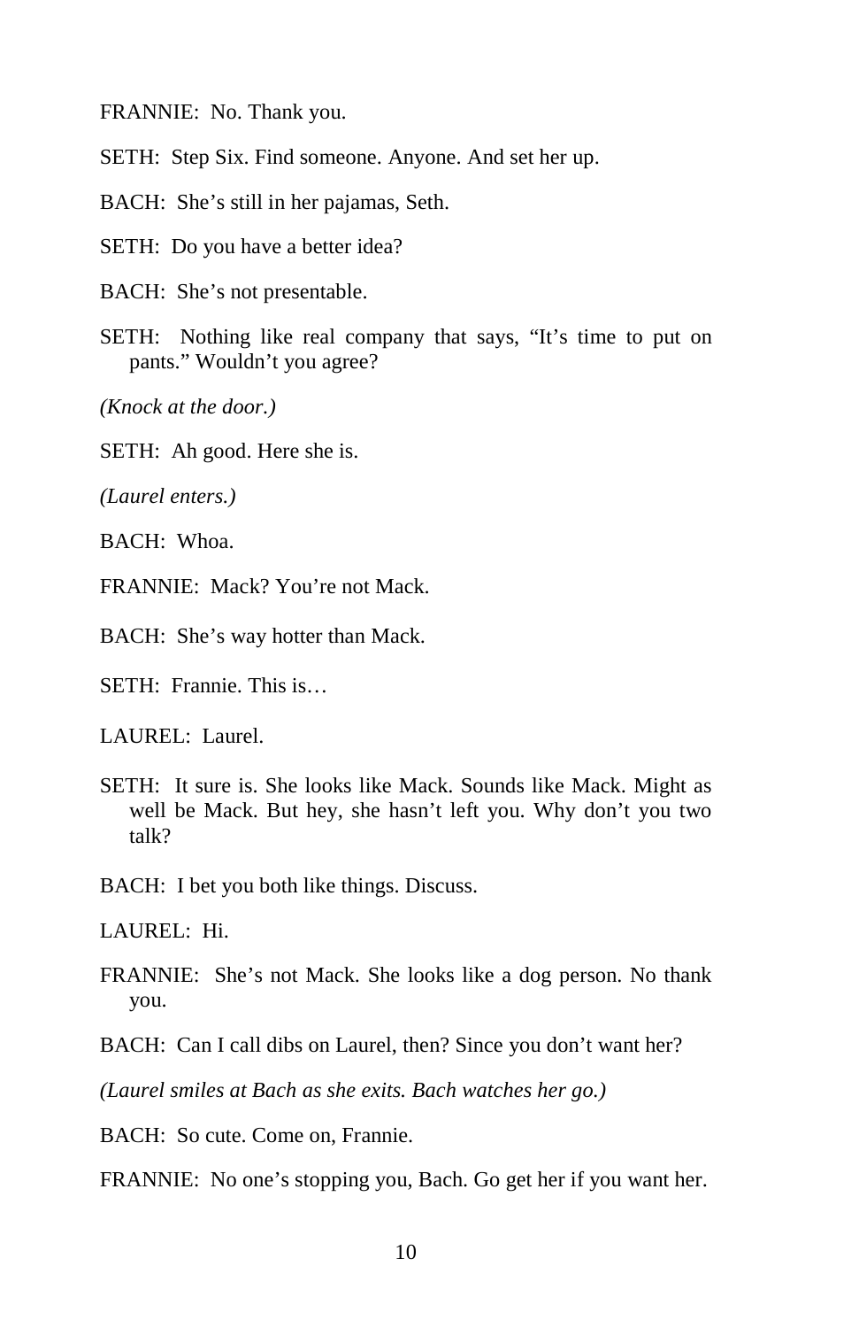FRANNIE: No. Thank you.

SETH: Step Six. Find someone. Anyone. And set her up.

BACH: She's still in her pajamas, Seth.

SETH: Do you have a better idea?

BACH: She's not presentable.

SETH: Nothing like real company that says, "It's time to put on pants." Wouldn't you agree?

*(Knock at the door.)*

SETH: Ah good. Here she is.

*(Laurel enters.)*

BACH: Whoa.

FRANNIE: Mack? You're not Mack.

BACH: She's way hotter than Mack.

SETH: Frannie. This is…

LAUREL: Laurel.

SETH: It sure is. She looks like Mack. Sounds like Mack. Might as well be Mack. But hey, she hasn't left you. Why don't you two talk?

BACH: I bet you both like things. Discuss.

LAUREL: Hi.

FRANNIE: She's not Mack. She looks like a dog person. No thank you.

BACH: Can I call dibs on Laurel, then? Since you don't want her?

*(Laurel smiles at Bach as she exits. Bach watches her go.)*

BACH: So cute. Come on, Frannie.

FRANNIE: No one's stopping you, Bach. Go get her if you want her.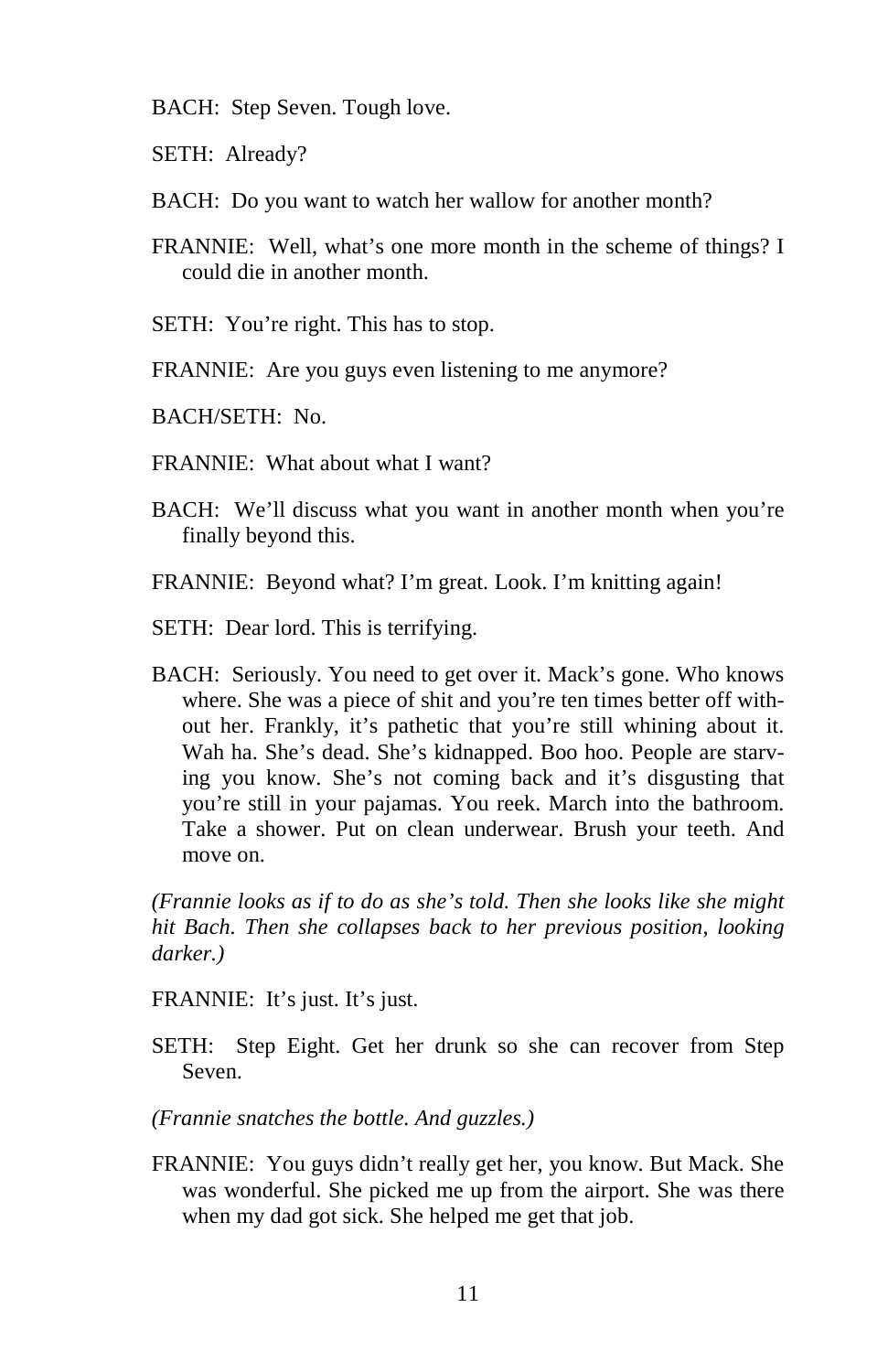BACH: Step Seven. Tough love.

SETH: Already?

BACH: Do you want to watch her wallow for another month?

FRANNIE: Well, what's one more month in the scheme of things? I could die in another month.

SETH: You're right. This has to stop.

FRANNIE: Are you guys even listening to me anymore?

BACH/SETH: No.

FRANNIE: What about what I want?

BACH: We'll discuss what you want in another month when you're finally beyond this.

FRANNIE: Beyond what? I'm great. Look. I'm knitting again!

SETH: Dear lord. This is terrifying.

BACH: Seriously. You need to get over it. Mack's gone. Who knows where. She was a piece of shit and you're ten times better off without her. Frankly, it's pathetic that you're still whining about it. Wah ha. She's dead. She's kidnapped. Boo hoo. People are starving you know. She's not coming back and it's disgusting that you're still in your pajamas. You reek. March into the bathroom. Take a shower. Put on clean underwear. Brush your teeth. And move on.

*(Frannie looks as if to do as she's told. Then she looks like she might hit Bach. Then she collapses back to her previous position, looking darker.)*

FRANNIE: It's just. It's just.

SETH: Step Eight. Get her drunk so she can recover from Step Seven.

*(Frannie snatches the bottle. And guzzles.)*

FRANNIE: You guys didn't really get her, you know. But Mack. She was wonderful. She picked me up from the airport. She was there when my dad got sick. She helped me get that job.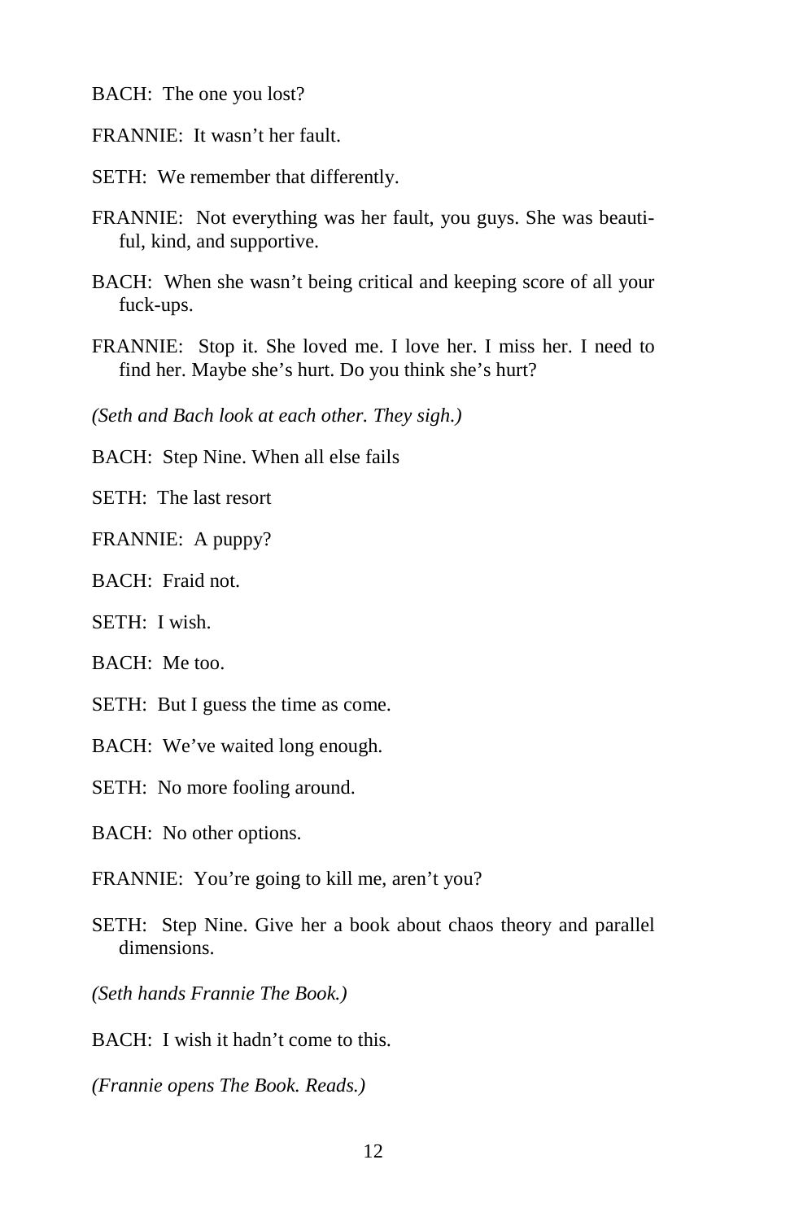BACH: The one you lost?

FRANNIE: It wasn't her fault.

SETH: We remember that differently.

FRANNIE: Not everything was her fault, you guys. She was beautiful, kind, and supportive.

BACH: When she wasn't being critical and keeping score of all your fuck-ups.

FRANNIE: Stop it. She loved me. I love her. I miss her. I need to find her. Maybe she's hurt. Do you think she's hurt?

*(Seth and Bach look at each other. They sigh.)*

BACH: Step Nine. When all else fails

SETH: The last resort

FRANNIE: A puppy?

BACH: Fraid not.

SETH: I wish.

BACH: Me too.

SETH: But I guess the time as come.

BACH: We've waited long enough.

SETH: No more fooling around.

BACH: No other options.

FRANNIE: You're going to kill me, aren't you?

SETH: Step Nine. Give her a book about chaos theory and parallel dimensions.

*(Seth hands Frannie The Book.)*

BACH: I wish it hadn't come to this.

*(Frannie opens The Book. Reads.)*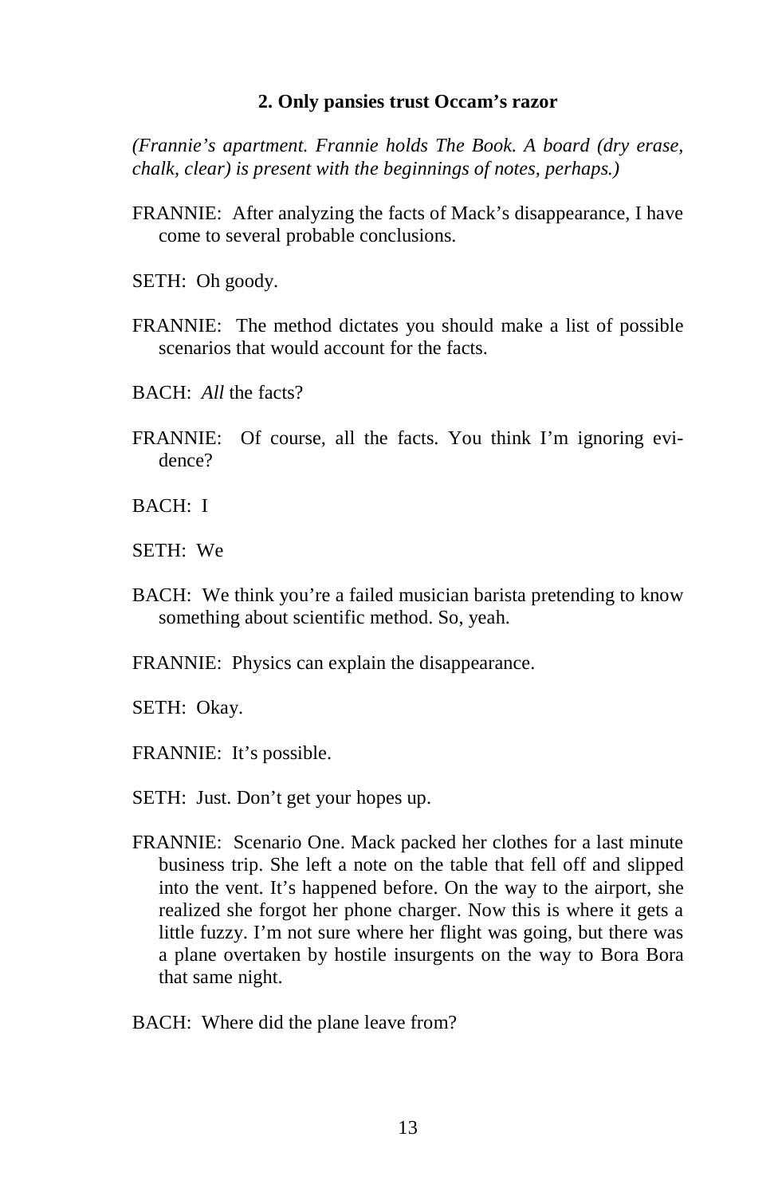### 2. Only pansies trust Occam's razor

*(Frannie's apartment. Frannie holds The Book. A board (dry erase, chalk, clear) is present with the beginnings of notes, perhaps.)*

FRANNIE: After analyzing the facts of Mack's disappearance, I have come to several probable conclusions.

SETH: Oh goody.

FRANNIE: The method dictates you should make a list of possible scenarios that would account for the facts.

BACH: *All* the facts?

FRANNIE: Of course, all the facts. You think I'm ignoring evidence?

BACH: I

SETH: We

BACH: We think you're a failed musician barista pretending to know something about scientific method. So, yeah.

FRANNIE: Physics can explain the disappearance.

SETH: Okay.

FRANNIE: It's possible.

SETH: Just. Don't get your hopes up.

FRANNIE: Scenario One. Mack packed her clothes for a last minute business trip. She left a note on the table that fell off and slipped into the vent. It's happened before. On the way to the airport, she realized she forgot her phone charger. Now this is where it gets a little fuzzy. I'm not sure where her flight was going, but there was a plane overtaken by hostile insurgents on the way to Bora Bora that same night.

BACH: Where did the plane leave from?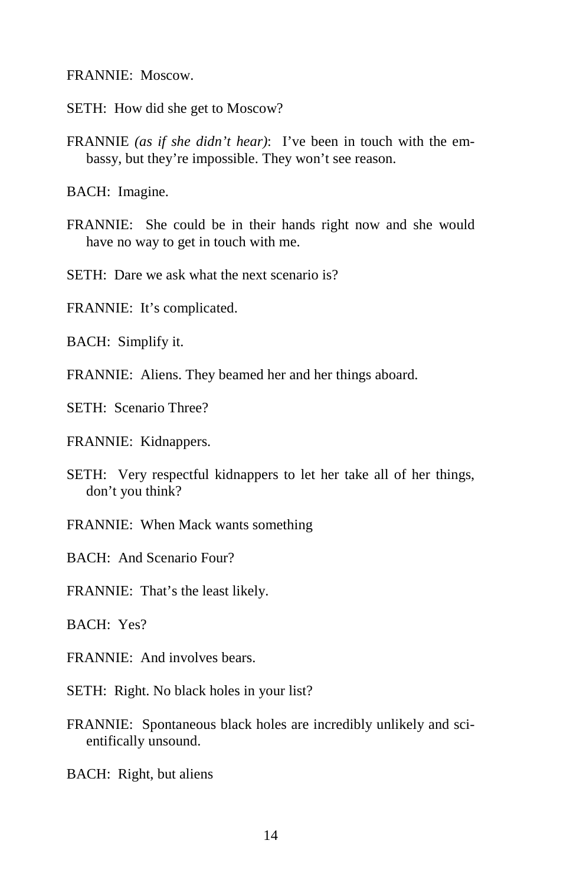FRANNIE: Moscow.

SETH: How did she get to Moscow?

FRANNIE *(as if she didn't hear)*: I've been in touch with the embassy, but they're impossible. They won't see reason.

BACH: Imagine.

FRANNIE: She could be in their hands right now and she would have no way to get in touch with me.

SETH: Dare we ask what the next scenario is?

FRANNIE: It's complicated.

BACH: Simplify it.

FRANNIE: Aliens. They beamed her and her things aboard.

SETH: Scenario Three?

FRANNIE: Kidnappers.

SETH: Very respectful kidnappers to let her take all of her things, don't you think?

FRANNIE: When Mack wants something

BACH: And Scenario Four?

FRANNIE: That's the least likely.

BACH: Yes?

FRANNIE: And involves bears.

SETH: Right. No black holes in your list?

FRANNIE: Spontaneous black holes are incredibly unlikely and scientifically unsound.

BACH: Right, but aliens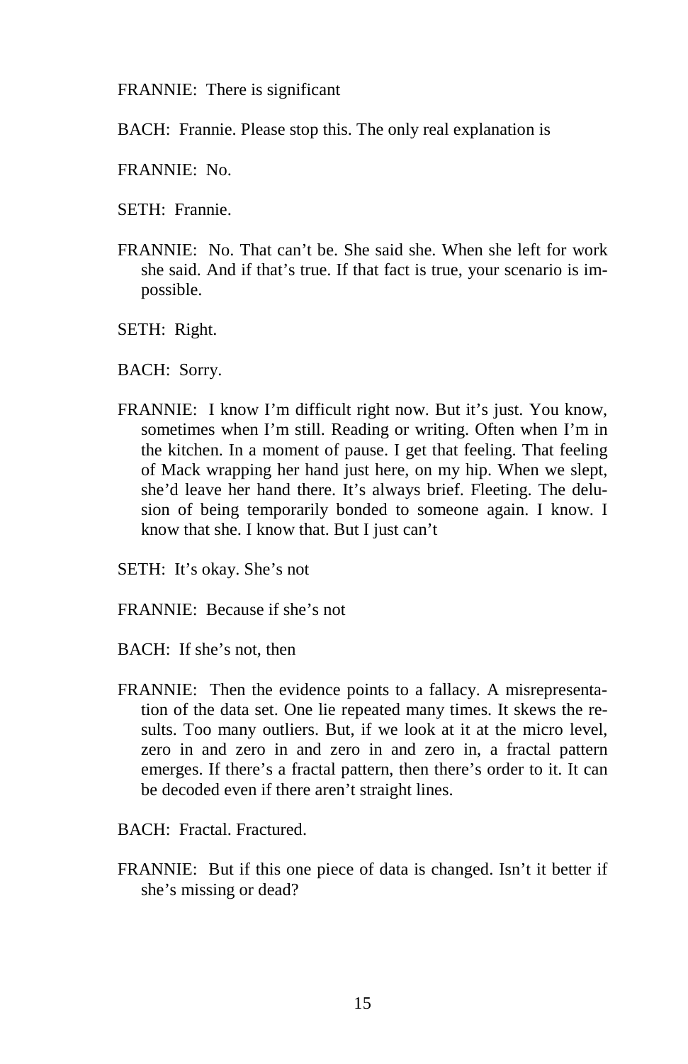FRANNIE: There is significant

BACH: Frannie. Please stop this. The only real explanation is

FRANNIE: No.

SETH: Frannie.

FRANNIE: No. That can't be. She said she. When she left for work she said. And if that's true. If that fact is true, your scenario is impossible.

SETH: Right.

BACH: Sorry.

FRANNIE: I know I'm difficult right now. But it's just. You know, sometimes when I'm still. Reading or writing. Often when I'm in the kitchen. In a moment of pause. I get that feeling. That feeling of Mack wrapping her hand just here, on my hip. When we slept, she'd leave her hand there. It's always brief. Fleeting. The delusion of being temporarily bonded to someone again. I know. I know that she. I know that. But I just can't

SETH: It's okay. She's not

FRANNIE: Because if she's not

BACH: If she's not, then

FRANNIE: Then the evidence points to a fallacy. A misrepresentation of the data set. One lie repeated many times. It skews the results. Too many outliers. But, if we look at it at the micro level, zero in and zero in and zero in and zero in, a fractal pattern emerges. If there's a fractal pattern, then there's order to it. It can be decoded even if there aren't straight lines.

BACH: Fractal. Fractured.

FRANNIE: But if this one piece of data is changed. Isn't it better if she's missing or dead?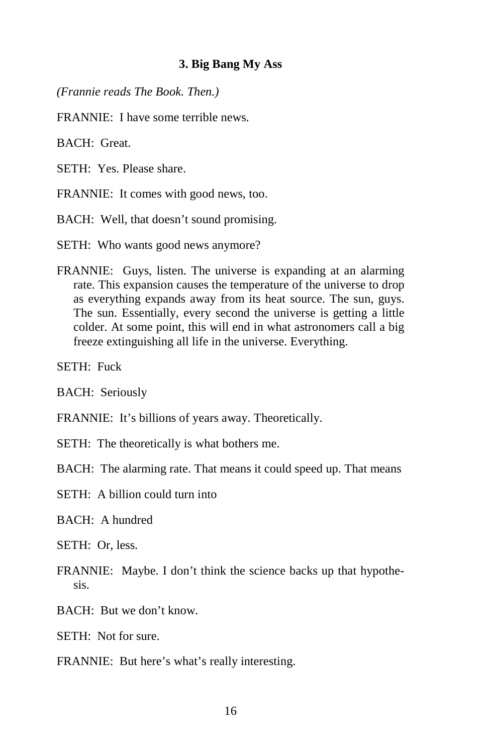### 3. Big Bang My Ass

*(Frannie reads The Book. Then.)*

FRANNIE: I have some terrible news.

BACH: Great.

SETH: Yes. Please share.

FRANNIE: It comes with good news, too.

BACH: Well, that doesn't sound promising.

SETH: Who wants good news anymore?

FRANNIE: Guys, listen. The universe is expanding at an alarming rate. This expansion causes the temperature of the universe to drop as everything expands away from its heat source. The sun, guys. The sun. Essentially, every second the universe is getting a little colder. At some point, this will end in what astronomers call a big freeze extinguishing all life in the universe. Everything.

SETH: Fuck

BACH: Seriously

FRANNIE: It's billions of years away. Theoretically.

SETH: The theoretically is what bothers me.

BACH: The alarming rate. That means it could speed up. That means

SETH: A billion could turn into

BACH: A hundred

SETH: Or, less.

FRANNIE: Maybe. I don't think the science backs up that hypothesis.

BACH: But we don't know.

SETH: Not for sure.

FRANNIE: But here's what's really interesting.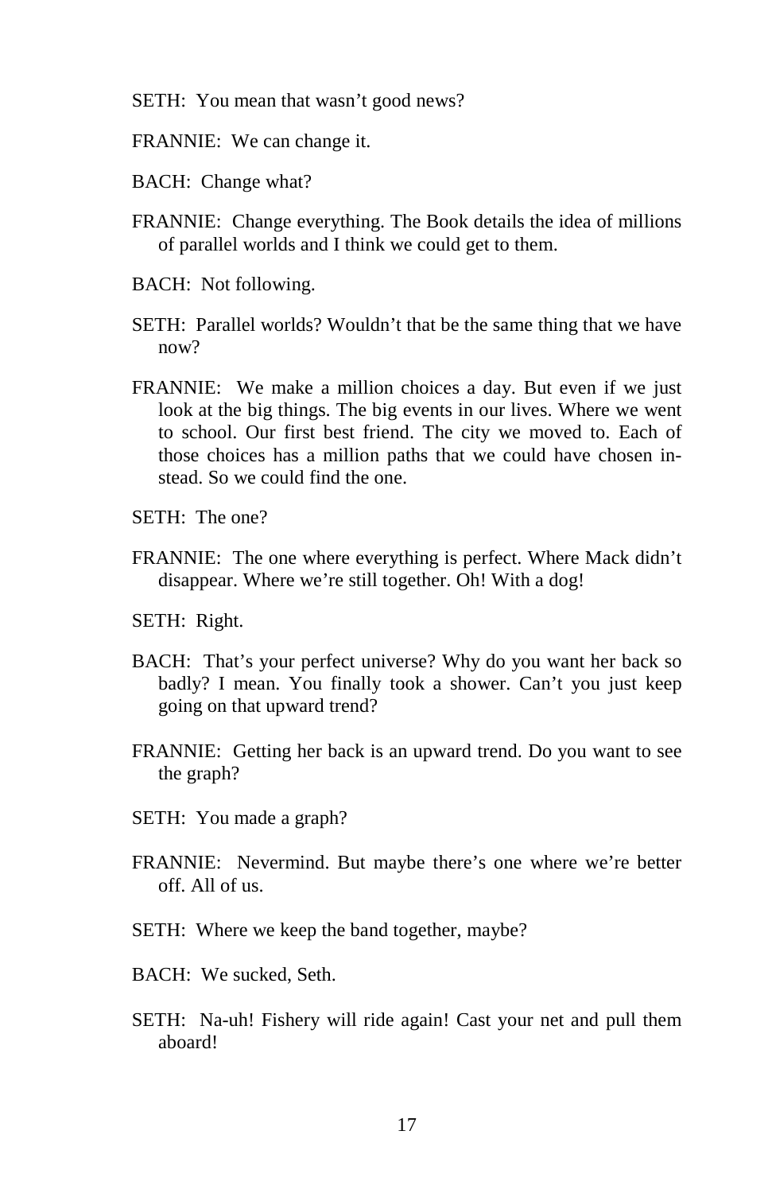SETH: You mean that wasn't good news?

FRANNIE: We can change it.

BACH: Change what?

FRANNIE: Change everything. The Book details the idea of millions of parallel worlds and I think we could get to them.

BACH: Not following.

SETH: Parallel worlds? Wouldn't that be the same thing that we have now?

FRANNIE: We make a million choices a day. But even if we just look at the big things. The big events in our lives. Where we went to school. Our first best friend. The city we moved to. Each of those choices has a million paths that we could have chosen instead. So we could find the one.

SETH: The one?

FRANNIE: The one where everything is perfect. Where Mack didn't disappear. Where we're still together. Oh! With a dog!

SETH: Right.

BACH: That's your perfect universe? Why do you want her back so badly? I mean. You finally took a shower. Can't you just keep going on that upward trend?

FRANNIE: Getting her back is an upward trend. Do you want to see the graph?

SETH: You made a graph?

FRANNIE: Nevermind. But maybe there's one where we're better off. All of us.

SETH: Where we keep the band together, maybe?

BACH: We sucked, Seth.

SETH: Na-uh! Fishery will ride again! Cast your net and pull them aboard!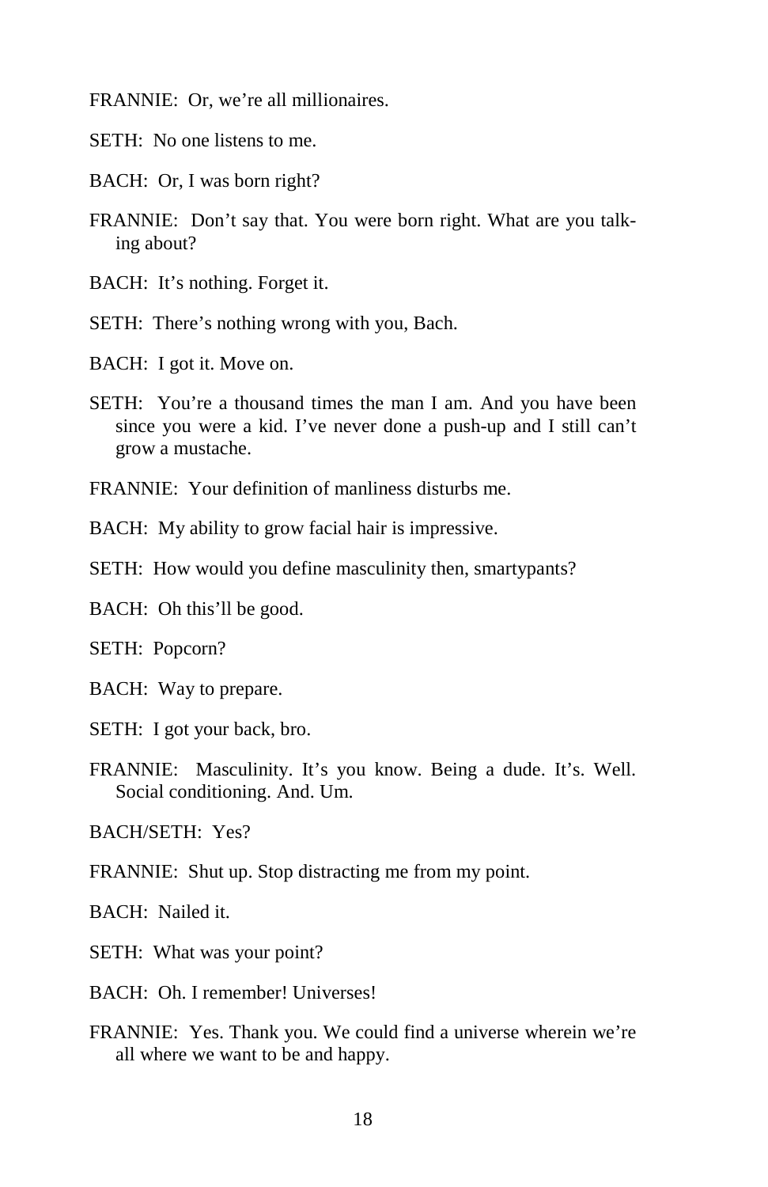FRANNIE: Or, we're all millionaires.

SETH: No one listens to me.

BACH: Or, I was born right?

FRANNIE: Don't say that. You were born right. What are you talking about?

BACH: It's nothing. Forget it.

SETH: There's nothing wrong with you, Bach.

BACH: I got it. Move on.

SETH: You're a thousand times the man I am. And you have been since you were a kid. I've never done a push-up and I still can't grow a mustache.

FRANNIE: Your definition of manliness disturbs me.

BACH: My ability to grow facial hair is impressive.

SETH: How would you define masculinity then, smartypants?

BACH: Oh this'll be good.

SETH: Popcorn?

BACH: Way to prepare.

SETH: I got your back, bro.

FRANNIE: Masculinity. It's you know. Being a dude. It's. Well. Social conditioning. And. Um.

BACH/SETH: Yes?

FRANNIE: Shut up. Stop distracting me from my point.

BACH: Nailed it.

SETH: What was your point?

BACH: Oh. I remember! Universes!

FRANNIE: Yes. Thank you. We could find a universe wherein we're all where we want to be and happy.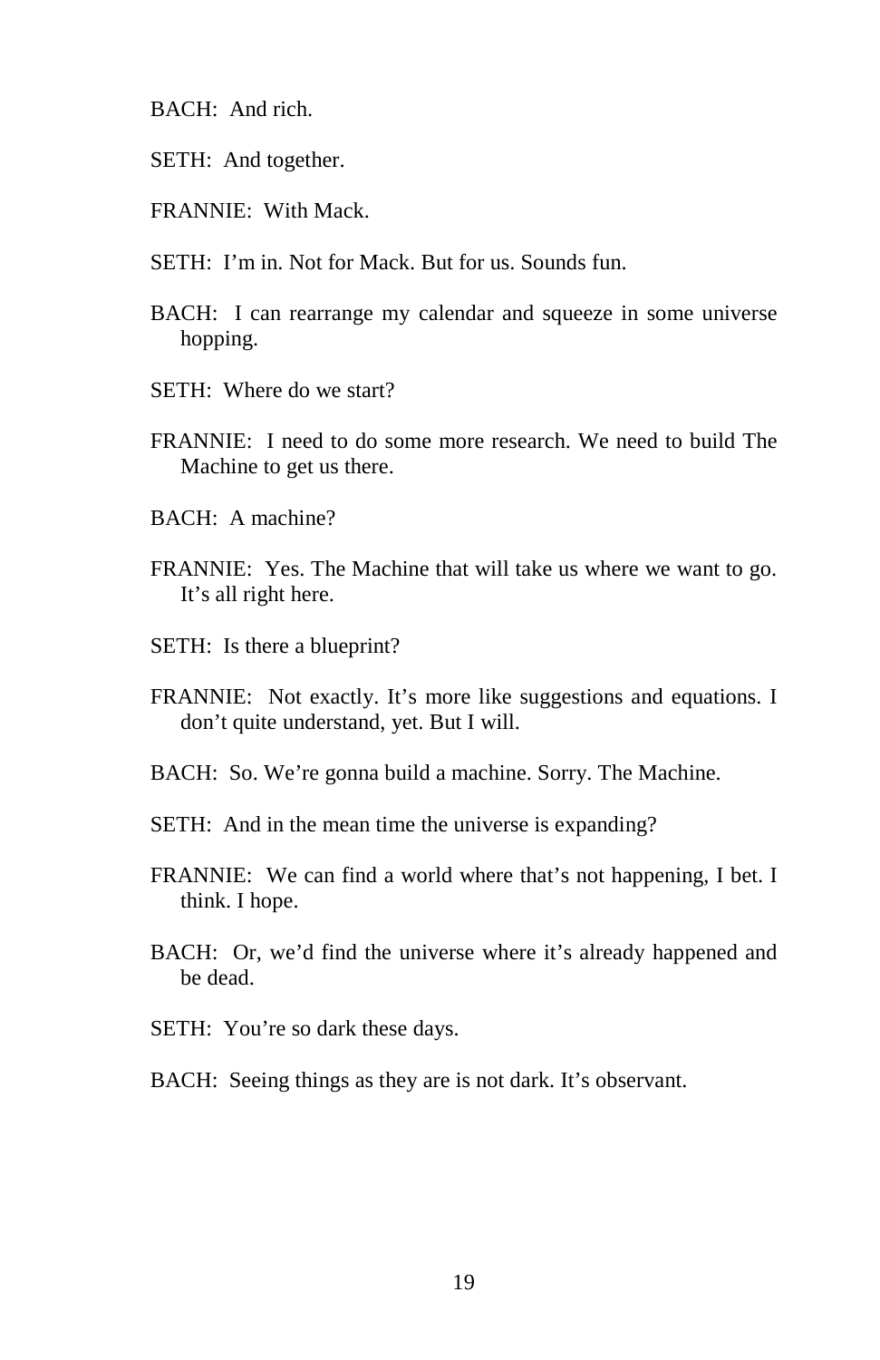BACH: And rich.

SETH: And together.

FRANNIE: With Mack.

SETH: I'm in. Not for Mack. But for us. Sounds fun.

BACH: I can rearrange my calendar and squeeze in some universe hopping.

SETH: Where do we start?

FRANNIE: I need to do some more research. We need to build The Machine to get us there.

BACH: A machine?

FRANNIE: Yes. The Machine that will take us where we want to go. It's all right here.

SETH: Is there a blueprint?

FRANNIE: Not exactly. It's more like suggestions and equations. I don't quite understand, yet. But I will.

BACH: So. We're gonna build a machine. Sorry. The Machine.

SETH: And in the mean time the universe is expanding?

FRANNIE: We can find a world where that's not happening, I bet. I think. I hope.

BACH: Or, we'd find the universe where it's already happened and be dead.

SETH: You're so dark these days.

BACH: Seeing things as they are is not dark. It's observant.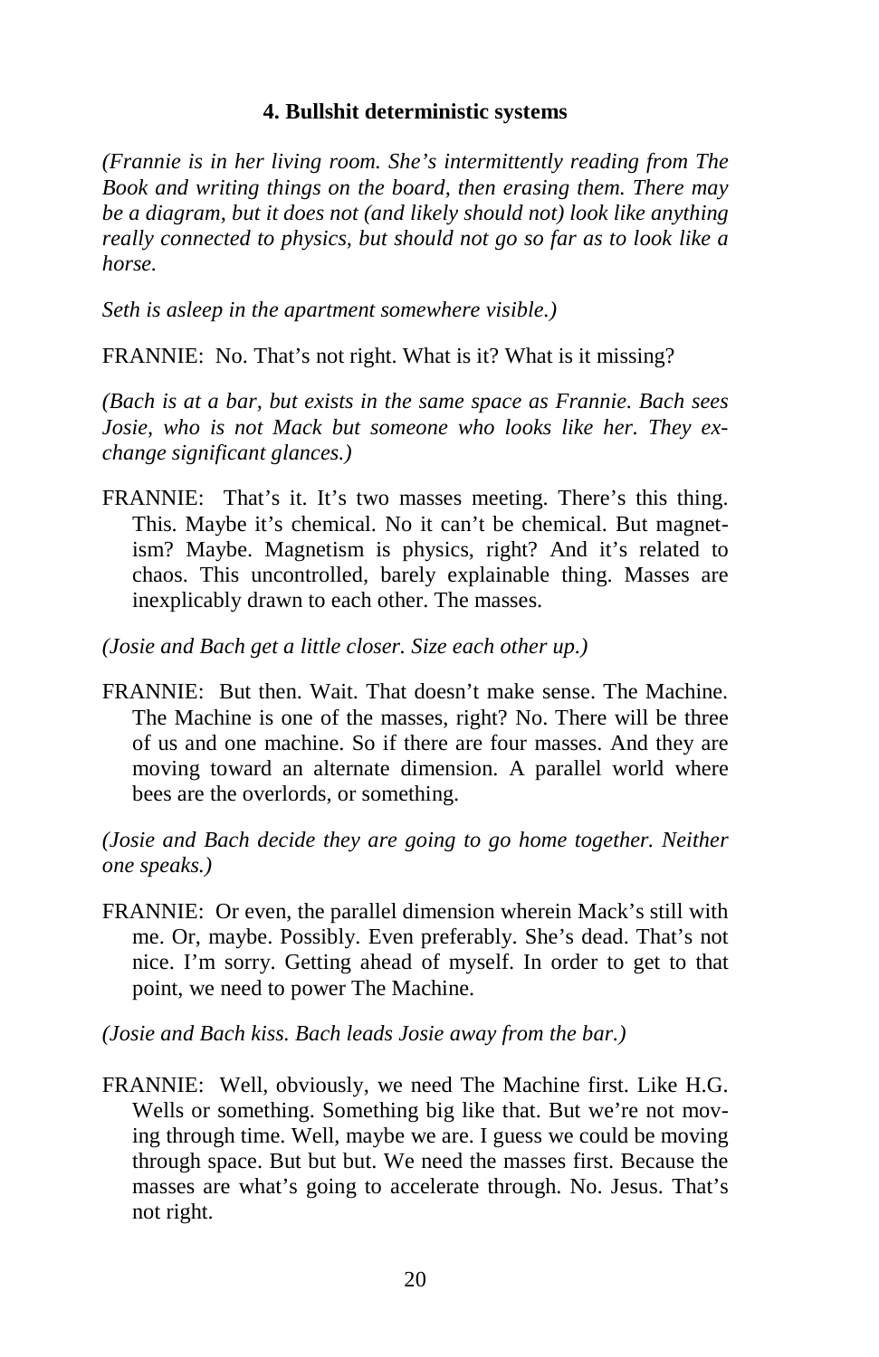**4. Bullshit deterministic systems**

*(Frannie is in her living room. She's intermittently reading from The Book and writing things on the board, then erasing them. There may be a diagram, but it does not (and likely should not) look like anything really connected to physics, but should not go so far as to look like a horse.*

*Seth is asleep in the apartment somewhere visible.)*

FRANNIE: No. That's not right. What is it? What is it missing?

*(Bach is at a bar, but exists in the same space as Frannie. Bach sees Josie, who is not Mack but someone who looks like her. They exchange significant glances.)*

FRANNIE: That's it. It's two masses meeting. There's this thing. This. Maybe it's chemical. No it can't be chemical. But magnetism? Maybe. Magnetism is physics, right? And it's related to chaos. This uncontrolled, barely explainable thing. Masses are inexplicably drawn to each other. The masses.

*(Josie and Bach get a little closer. Size each other up.)*

FRANNIE: But then. Wait. That doesn't make sense. The Machine. The Machine is one of the masses, right? No. There will be three of us and one machine. So if there are four masses. And they are moving toward an alternate dimension. A parallel world where bees are the overlords, or something.

*(Josie and Bach decide they are going to go home together. Neither one speaks.)*

FRANNIE: Or even, the parallel dimension wherein Mack's still with me. Or, maybe. Possibly. Even preferably. She's dead. That's not nice. I'm sorry. Getting ahead of myself. In order to get to that point, we need to power The Machine.

*(Josie and Bach kiss. Bach leads Josie away from the bar.)*

FRANNIE: Well, obviously, we need The Machine first. Like H.G. Wells or something. Something big like that. But we're not moving through time. Well, maybe we are. I guess we could be moving through space. But but but. We need the masses first. Because the masses are what's going to accelerate through. No. Jesus. That's not right.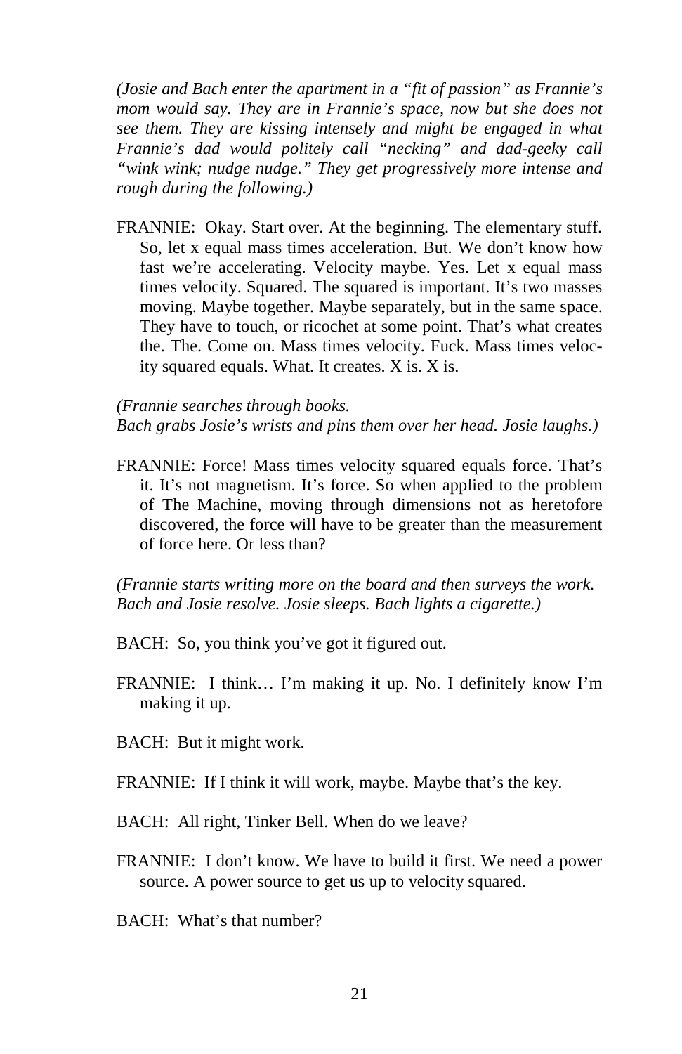*(Josie and Bach enter the apartment in a "fit of passion" as Frannie's mom would say. They are in Frannie's space, now but she does not see them. They are kissing intensely and might be engaged in what Frannie's dad would politely call "necking" and dad-geeky call "wink wink; nudge nudge." They get progressively more intense and rough during the following.)*

FRANNIE: Okay. Start over. At the beginning. The elementary stuff. So, let x equal mass times acceleration. But. We don't know how fast we're accelerating. Velocity maybe. Yes. Let x equal mass times velocity. Squared. The squared is important. It's two masses moving. Maybe together. Maybe separately, but in the same space. They have to touch, or ricochet at some point. That's what creates the. The. Come on. Mass times velocity. Fuck. Mass times velocity squared equals. What. It creates. X is. X is.

*(Frannie searches through books.*
*Bach grabs Josie's wrists and pins them over her head. Josie laughs.)*

FRANNIE: Force! Mass times velocity squared equals force. That's it. It's not magnetism. It's force. So when applied to the problem of The Machine, moving through dimensions not as heretofore discovered, the force will have to be greater than the measurement of force here. Or less than?

*(Frannie starts writing more on the board and then surveys the work.*
*Bach and Josie resolve. Josie sleeps. Bach lights a cigarette.)*

BACH: So, you think you've got it figured out.

FRANNIE: I think… I'm making it up. No. I definitely know I'm making it up.

BACH: But it might work.

FRANNIE: If I think it will work, maybe. Maybe that's the key.

BACH: All right, Tinker Bell. When do we leave?

FRANNIE: I don't know. We have to build it first. We need a power source. A power source to get us up to velocity squared.

BACH: What's that number?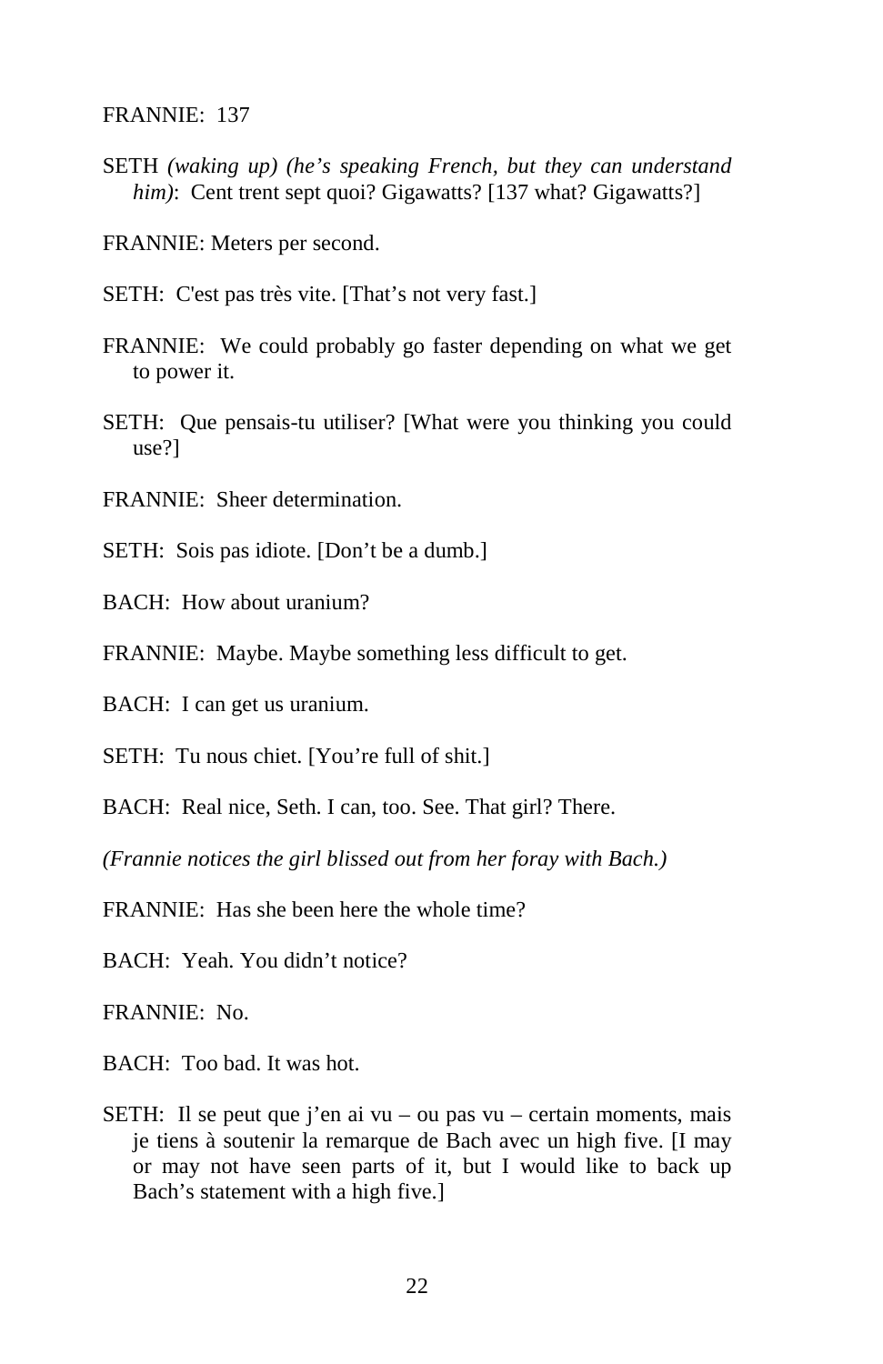FRANNIE: 137

SETH *(waking up) (he's speaking French, but they can understand him)*: Cent trent sept quoi? Gigawatts? [137 what? Gigawatts?]

FRANNIE: Meters per second.

SETH: C'est pas très vite. [That's not very fast.]

FRANNIE: We could probably go faster depending on what we get to power it.

SETH: Que pensais-tu utiliser? [What were you thinking you could use?]

FRANNIE: Sheer determination.

SETH: Sois pas idiote. [Don't be a dumb.]

BACH: How about uranium?

FRANNIE: Maybe. Maybe something less difficult to get.

BACH: I can get us uranium.

SETH: Tu nous chiet. [You're full of shit.]

BACH: Real nice, Seth. I can, too. See. That girl? There.

*(Frannie notices the girl blissed out from her foray with Bach.)*

FRANNIE: Has she been here the whole time?

BACH: Yeah. You didn't notice?

FRANNIE: No.

BACH: Too bad. It was hot.

SETH: Il se peut que j'en ai vu – ou pas vu – certain moments, mais je tiens à soutenir la remarque de Bach avec un high five. [I may or may not have seen parts of it, but I would like to back up Bach's statement with a high five.]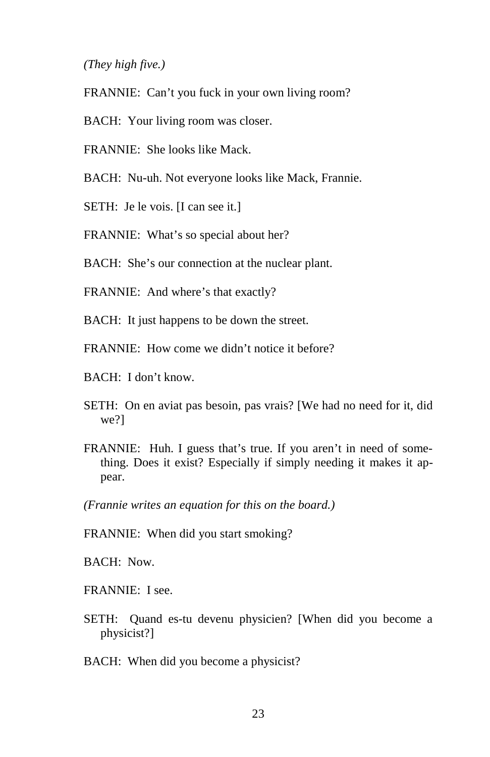*(They high five.)*

FRANNIE: Can't you fuck in your own living room?

BACH: Your living room was closer.

FRANNIE: She looks like Mack.

BACH: Nu-uh. Not everyone looks like Mack, Frannie.

SETH: Je le vois. [I can see it.]

FRANNIE: What's so special about her?

BACH: She's our connection at the nuclear plant.

FRANNIE: And where's that exactly?

BACH: It just happens to be down the street.

FRANNIE: How come we didn't notice it before?

BACH: I don't know.

SETH: On en aviat pas besoin, pas vrais? [We had no need for it, did we?]

FRANNIE: Huh. I guess that's true. If you aren't in need of something. Does it exist? Especially if simply needing it makes it appear.

*(Frannie writes an equation for this on the board.)*

FRANNIE: When did you start smoking?

BACH: Now.

FRANNIE: I see.

SETH: Quand es-tu devenu physicien? [When did you become a physicist?]

BACH: When did you become a physicist?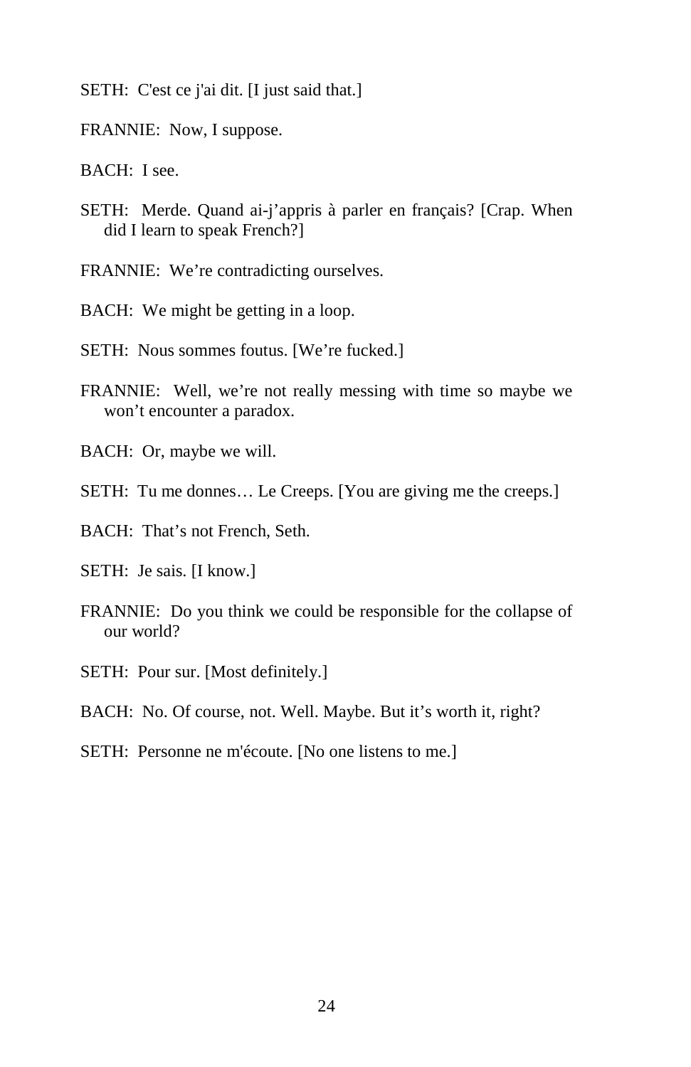SETH: C'est ce j'ai dit. [I just said that.]

FRANNIE: Now, I suppose.

BACH: I see.

SETH: Merde. Quand ai-j’appris à parler en français? [Crap. When did I learn to speak French?]

FRANNIE: We’re contradicting ourselves.

BACH: We might be getting in a loop.

SETH: Nous sommes foutus. [We’re fucked.]

FRANNIE: Well, we’re not really messing with time so maybe we won’t encounter a paradox.

BACH: Or, maybe we will.

SETH: Tu me donnes… Le Creeps. [You are giving me the creeps.]

BACH: That’s not French, Seth.

SETH: Je sais. [I know.]

FRANNIE: Do you think we could be responsible for the collapse of our world?

SETH: Pour sur. [Most definitely.]

BACH: No. Of course, not. Well. Maybe. But it’s worth it, right?

SETH: Personne ne m'écoute. [No one listens to me.]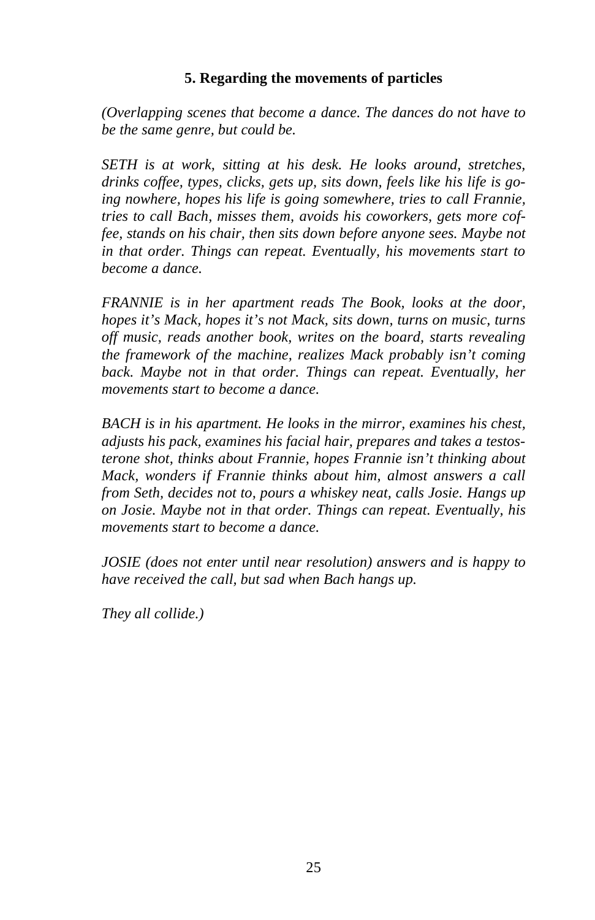### 5. Regarding the movements of particles

*(Overlapping scenes that become a dance. The dances do not have to be the same genre, but could be.*

*SETH is at work, sitting at his desk. He looks around, stretches, drinks coffee, types, clicks, gets up, sits down, feels like his life is going nowhere, hopes his life is going somewhere, tries to call Frannie, tries to call Bach, misses them, avoids his coworkers, gets more coffee, stands on his chair, then sits down before anyone sees. Maybe not in that order. Things can repeat. Eventually, his movements start to become a dance.*

*FRANNIE is in her apartment reads The Book, looks at the door, hopes it's Mack, hopes it's not Mack, sits down, turns on music, turns off music, reads another book, writes on the board, starts revealing the framework of the machine, realizes Mack probably isn't coming back. Maybe not in that order. Things can repeat. Eventually, her movements start to become a dance.*

*BACH is in his apartment. He looks in the mirror, examines his chest, adjusts his pack, examines his facial hair, prepares and takes a testosterone shot, thinks about Frannie, hopes Frannie isn't thinking about Mack, wonders if Frannie thinks about him, almost answers a call from Seth, decides not to, pours a whiskey neat, calls Josie. Hangs up on Josie. Maybe not in that order. Things can repeat. Eventually, his movements start to become a dance.*

*JOSIE (does not enter until near resolution) answers and is happy to have received the call, but sad when Bach hangs up.*

*They all collide.)*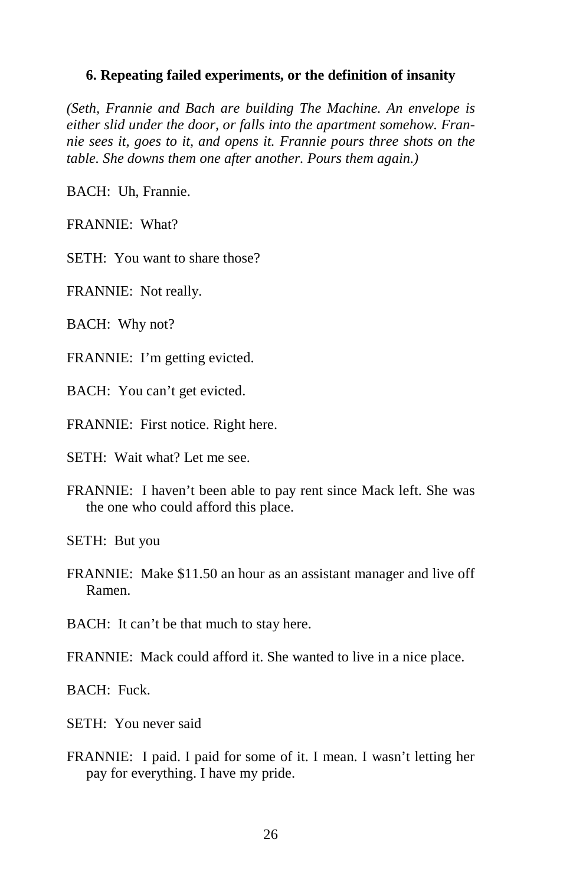### 6. Repeating failed experiments, or the definition of insanity

*(Seth, Frannie and Bach are building The Machine. An envelope is either slid under the door, or falls into the apartment somehow. Frannie sees it, goes to it, and opens it. Frannie pours three shots on the table. She downs them one after another. Pours them again.)*

BACH: Uh, Frannie.

FRANNIE: What?

SETH: You want to share those?

FRANNIE: Not really.

BACH: Why not?

FRANNIE: I'm getting evicted.

BACH: You can't get evicted.

FRANNIE: First notice. Right here.

SETH: Wait what? Let me see.

FRANNIE: I haven't been able to pay rent since Mack left. She was the one who could afford this place.

SETH: But you

FRANNIE: Make $11.50 an hour as an assistant manager and live off Ramen.

BACH: It can't be that much to stay here.

FRANNIE: Mack could afford it. She wanted to live in a nice place.

BACH: Fuck.

SETH: You never said

FRANNIE: I paid. I paid for some of it. I mean. I wasn't letting her pay for everything. I have my pride.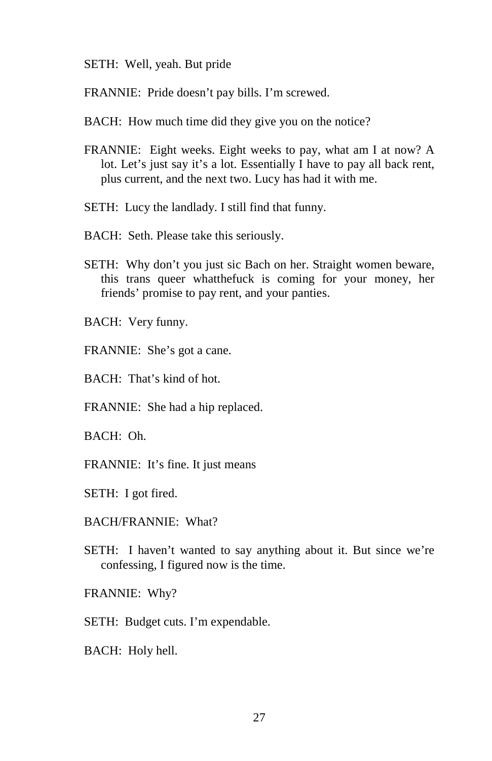SETH: Well, yeah. But pride

FRANNIE: Pride doesn't pay bills. I'm screwed.

BACH: How much time did they give you on the notice?

FRANNIE: Eight weeks. Eight weeks to pay, what am I at now? A lot. Let's just say it's a lot. Essentially I have to pay all back rent, plus current, and the next two. Lucy has had it with me.

SETH: Lucy the landlady. I still find that funny.

BACH: Seth. Please take this seriously.

SETH: Why don't you just sic Bach on her. Straight women beware, this trans queer whatthefuck is coming for your money, her friends' promise to pay rent, and your panties.

BACH: Very funny.

FRANNIE: She's got a cane.

BACH: That's kind of hot.

FRANNIE: She had a hip replaced.

BACH: Oh.

FRANNIE: It's fine. It just means

SETH: I got fired.

BACH/FRANNIE: What?

SETH: I haven't wanted to say anything about it. But since we're confessing, I figured now is the time.

FRANNIE: Why?

SETH: Budget cuts. I'm expendable.

BACH: Holy hell.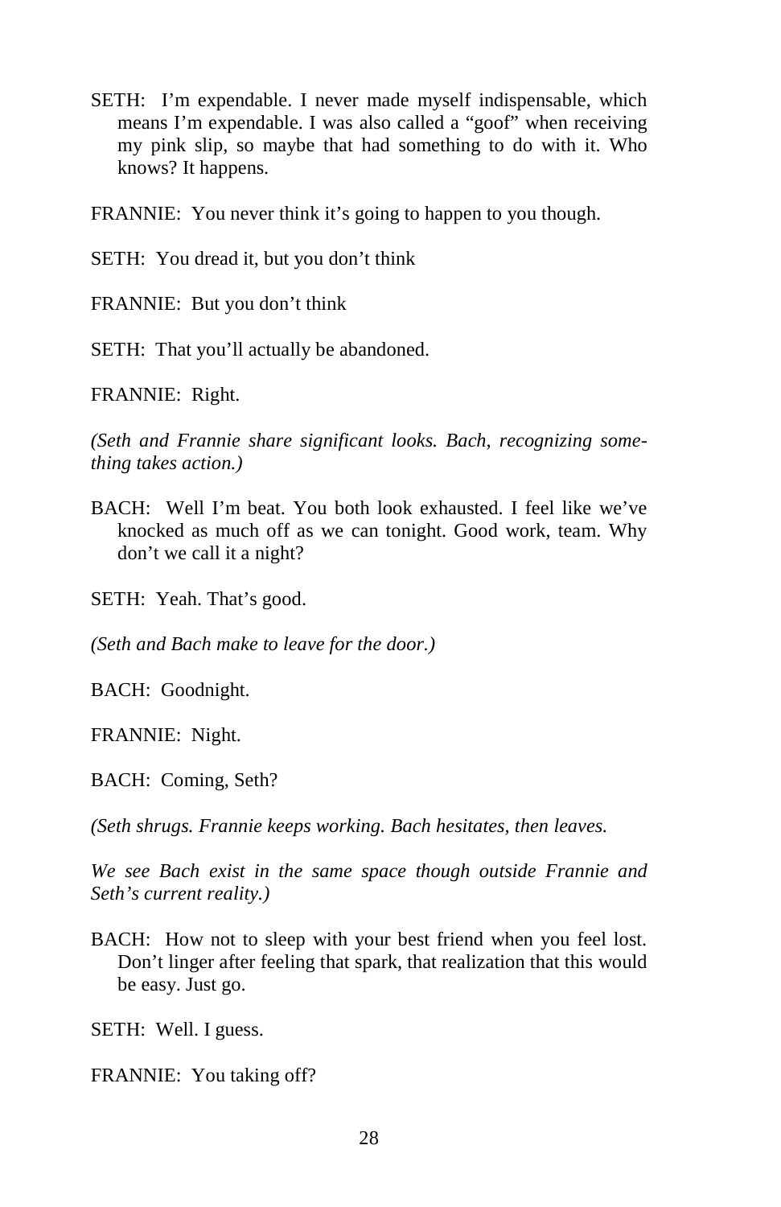SETH: I'm expendable. I never made myself indispensable, which means I'm expendable. I was also called a "goof" when receiving my pink slip, so maybe that had something to do with it. Who knows? It happens.

FRANNIE: You never think it's going to happen to you though.

SETH: You dread it, but you don't think

FRANNIE: But you don't think

SETH: That you'll actually be abandoned.

FRANNIE: Right.

*(Seth and Frannie share significant looks. Bach, recognizing something takes action.)*

BACH: Well I'm beat. You both look exhausted. I feel like we've knocked as much off as we can tonight. Good work, team. Why don't we call it a night?

SETH: Yeah. That's good.

*(Seth and Bach make to leave for the door.)*

BACH: Goodnight.

FRANNIE: Night.

BACH: Coming, Seth?

*(Seth shrugs. Frannie keeps working. Bach hesitates, then leaves.*

*We see Bach exist in the same space though outside Frannie and Seth's current reality.)*

BACH: How not to sleep with your best friend when you feel lost. Don't linger after feeling that spark, that realization that this would be easy. Just go.

SETH: Well. I guess.

FRANNIE: You taking off?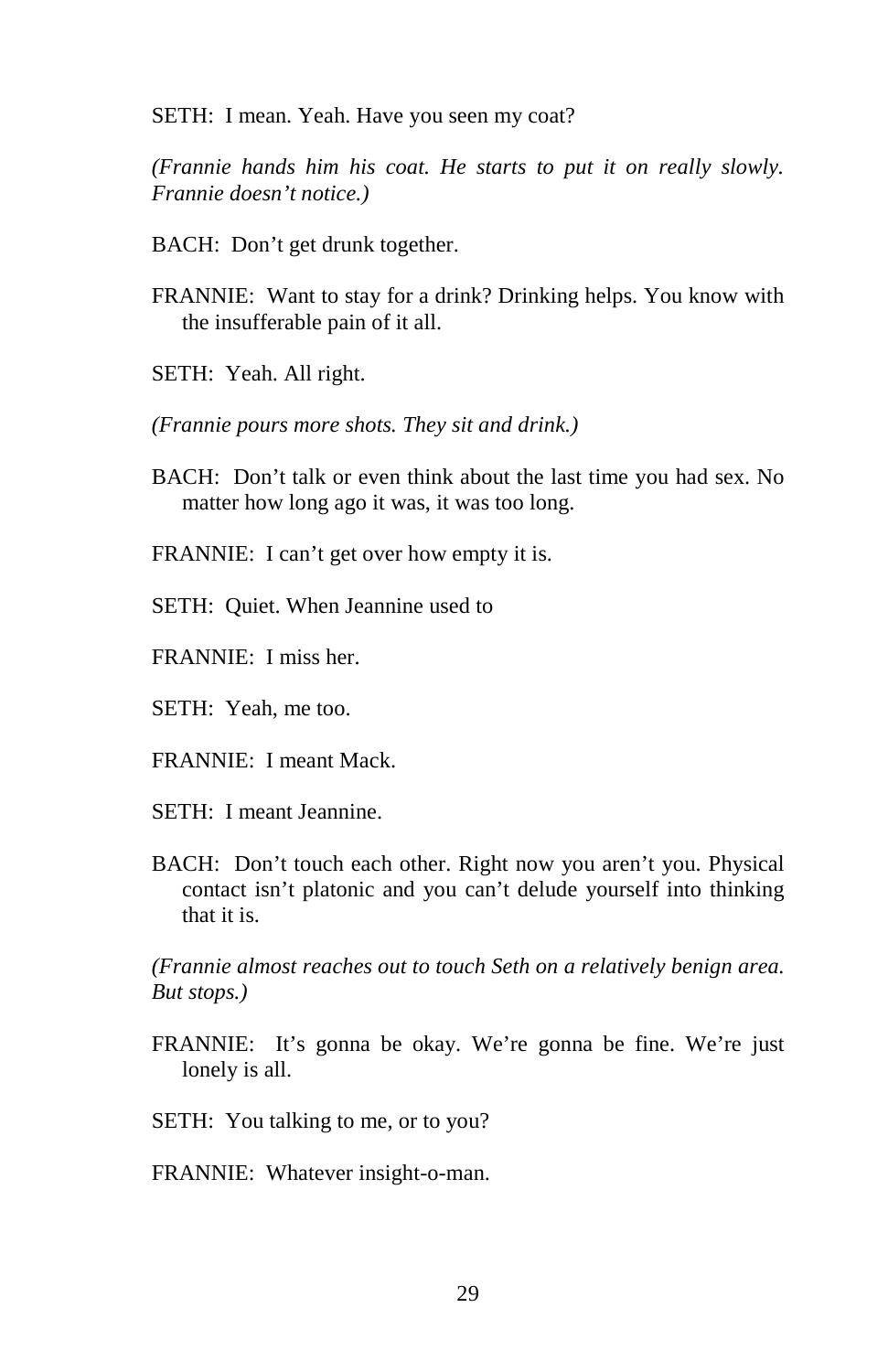SETH: I mean. Yeah. Have you seen my coat?

*(Frannie hands him his coat. He starts to put it on really slowly. Frannie doesn't notice.)*

BACH: Don't get drunk together.

FRANNIE: Want to stay for a drink? Drinking helps. You know with the insufferable pain of it all.

SETH: Yeah. All right.

*(Frannie pours more shots. They sit and drink.)*

BACH: Don't talk or even think about the last time you had sex. No matter how long ago it was, it was too long.

FRANNIE: I can't get over how empty it is.

SETH: Quiet. When Jeannine used to

FRANNIE: I miss her.

SETH: Yeah, me too.

FRANNIE: I meant Mack.

SETH: I meant Jeannine.

BACH: Don't touch each other. Right now you aren't you. Physical contact isn't platonic and you can't delude yourself into thinking that it is.

*(Frannie almost reaches out to touch Seth on a relatively benign area. But stops.)*

FRANNIE: It's gonna be okay. We're gonna be fine. We're just lonely is all.

SETH: You talking to me, or to you?

FRANNIE: Whatever insight-o-man.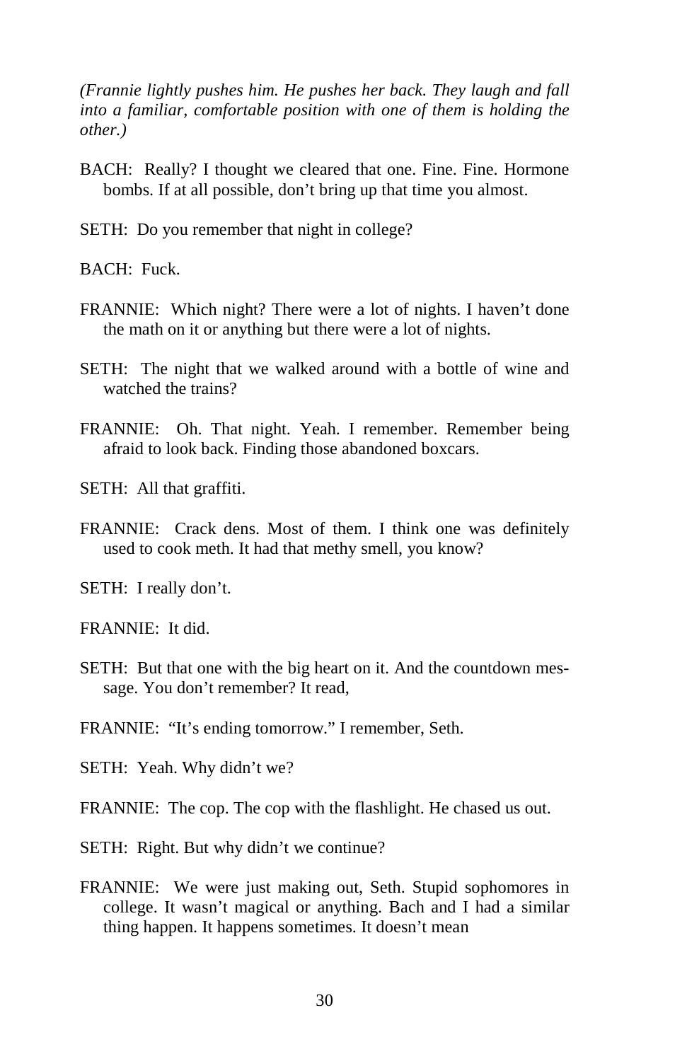*(Frannie lightly pushes him. He pushes her back. They laugh and fall into a familiar, comfortable position with one of them is holding the other.)*

BACH: Really? I thought we cleared that one. Fine. Fine. Hormone bombs. If at all possible, don't bring up that time you almost.

SETH: Do you remember that night in college?

BACH: Fuck.

FRANNIE: Which night? There were a lot of nights. I haven't done the math on it or anything but there were a lot of nights.

SETH: The night that we walked around with a bottle of wine and watched the trains?

FRANNIE: Oh. That night. Yeah. I remember. Remember being afraid to look back. Finding those abandoned boxcars.

SETH: All that graffiti.

FRANNIE: Crack dens. Most of them. I think one was definitely used to cook meth. It had that methy smell, you know?

SETH: I really don't.

FRANNIE: It did.

SETH: But that one with the big heart on it. And the countdown message. You don't remember? It read,

FRANNIE: "It's ending tomorrow." I remember, Seth.

SETH: Yeah. Why didn't we?

FRANNIE: The cop. The cop with the flashlight. He chased us out.

SETH: Right. But why didn't we continue?

FRANNIE: We were just making out, Seth. Stupid sophomores in college. It wasn't magical or anything. Bach and I had a similar thing happen. It happens sometimes. It doesn't mean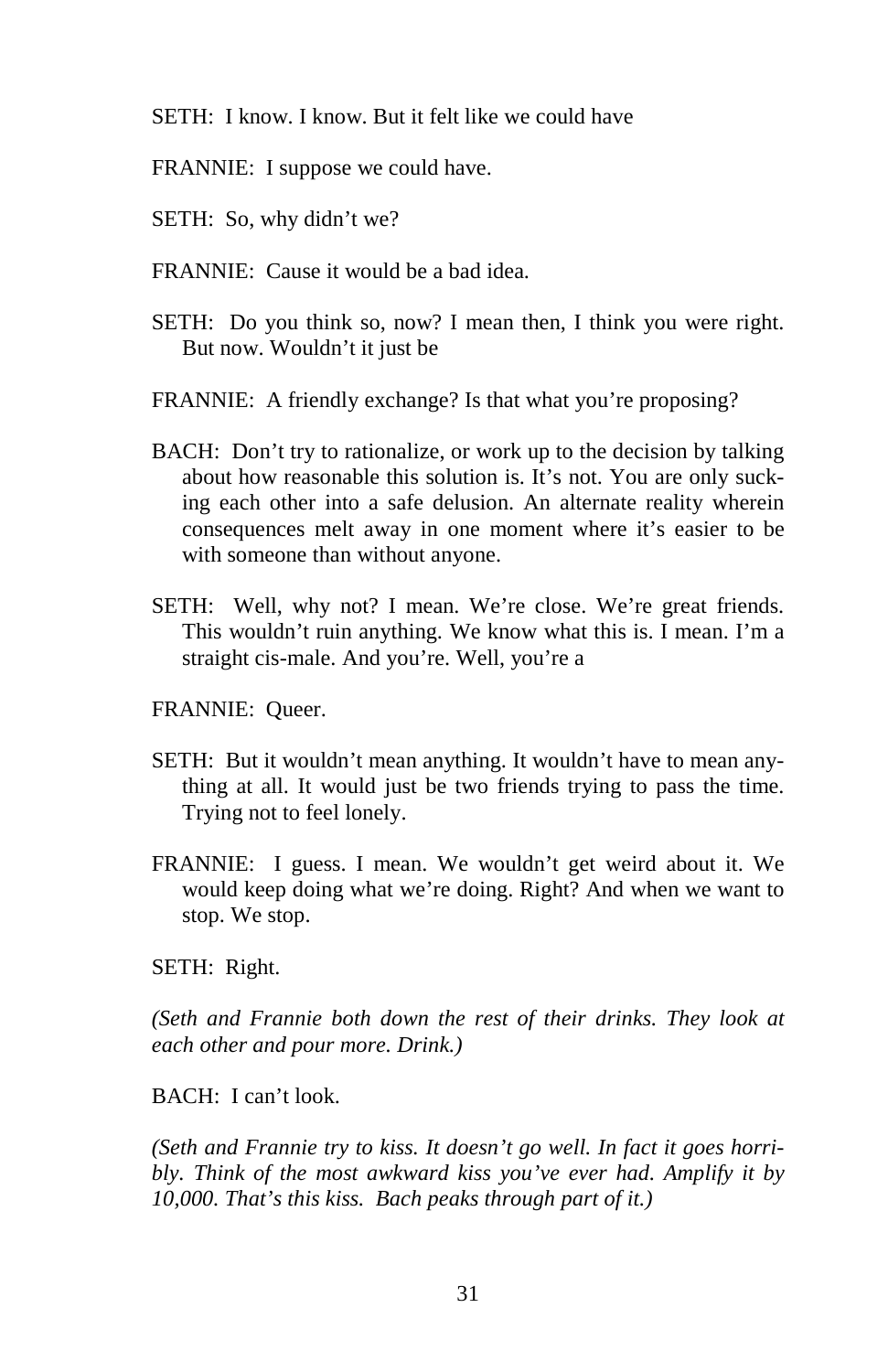SETH: I know. I know. But it felt like we could have

FRANNIE: I suppose we could have.

SETH: So, why didn't we?

FRANNIE: Cause it would be a bad idea.

SETH: Do you think so, now? I mean then, I think you were right. But now. Wouldn't it just be

FRANNIE: A friendly exchange? Is that what you're proposing?

BACH: Don't try to rationalize, or work up to the decision by talking about how reasonable this solution is. It's not. You are only sucking each other into a safe delusion. An alternate reality wherein consequences melt away in one moment where it's easier to be with someone than without anyone.

SETH: Well, why not? I mean. We're close. We're great friends. This wouldn't ruin anything. We know what this is. I mean. I'm a straight cis-male. And you're. Well, you're a

FRANNIE: Queer.

SETH: But it wouldn't mean anything. It wouldn't have to mean anything at all. It would just be two friends trying to pass the time. Trying not to feel lonely.

FRANNIE: I guess. I mean. We wouldn't get weird about it. We would keep doing what we're doing. Right? And when we want to stop. We stop.

SETH: Right.

*(Seth and Frannie both down the rest of their drinks. They look at each other and pour more. Drink.)*

BACH: I can't look.

*(Seth and Frannie try to kiss. It doesn't go well. In fact it goes horribly. Think of the most awkward kiss you've ever had. Amplify it by 10,000. That's this kiss. Bach peaks through part of it.)*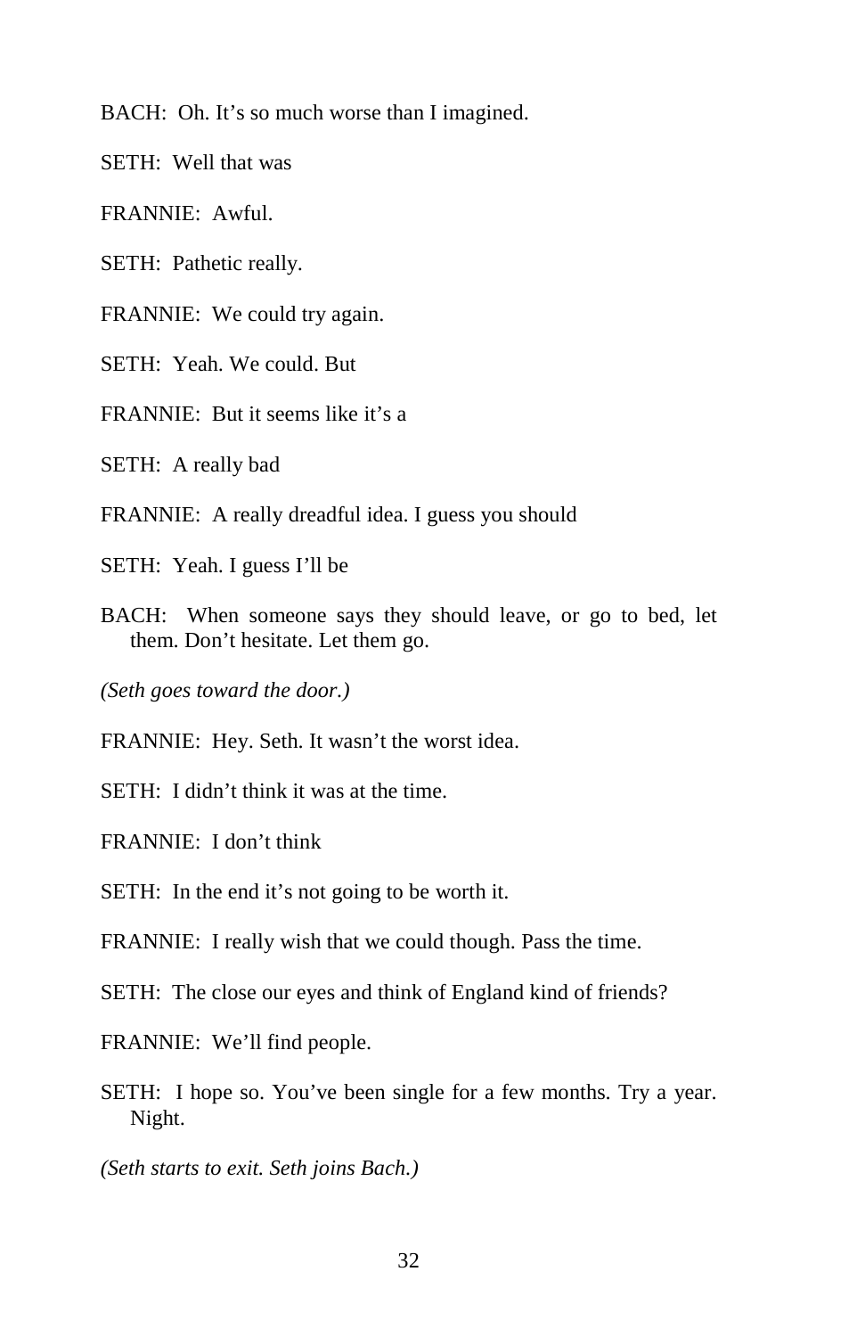BACH: Oh. It's so much worse than I imagined.

SETH: Well that was

FRANNIE: Awful.

SETH: Pathetic really.

FRANNIE: We could try again.

SETH: Yeah. We could. But

FRANNIE: But it seems like it's a

SETH: A really bad

FRANNIE: A really dreadful idea. I guess you should

SETH: Yeah. I guess I'll be

BACH: When someone says they should leave, or go to bed, let them. Don't hesitate. Let them go.

*(Seth goes toward the door.)*

FRANNIE: Hey. Seth. It wasn't the worst idea.

SETH: I didn't think it was at the time.

FRANNIE: I don't think

SETH: In the end it's not going to be worth it.

FRANNIE: I really wish that we could though. Pass the time.

SETH: The close our eyes and think of England kind of friends?

FRANNIE: We'll find people.

SETH: I hope so. You've been single for a few months. Try a year. Night.

*(Seth starts to exit. Seth joins Bach.)*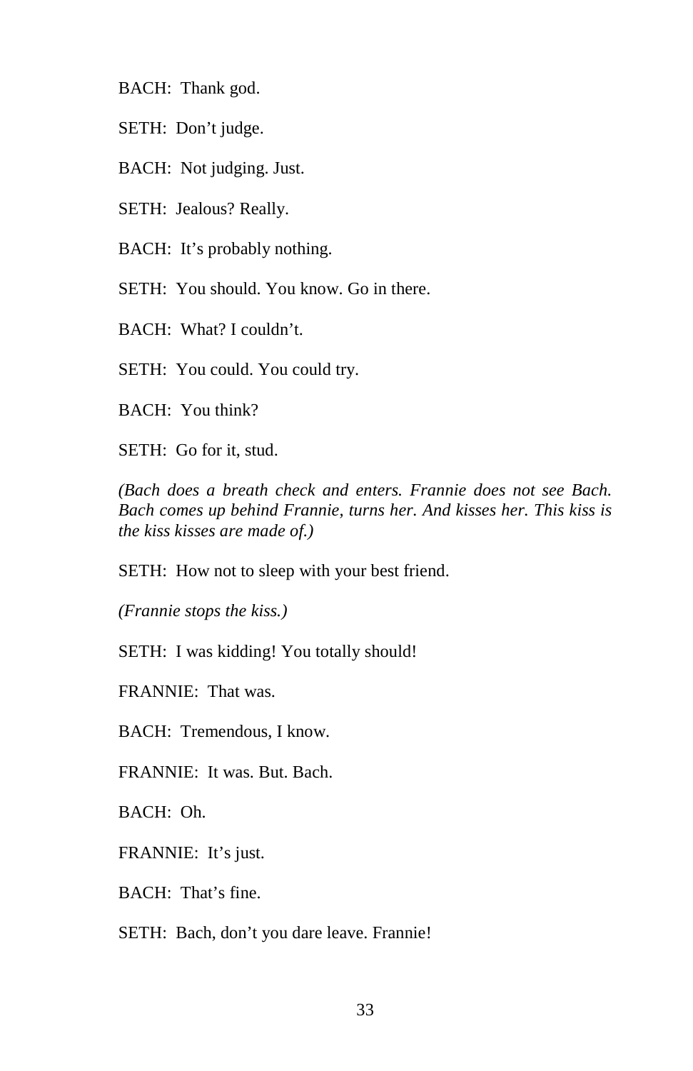BACH: Thank god.

SETH: Don't judge.

BACH: Not judging. Just.

SETH: Jealous? Really.

BACH: It's probably nothing.

SETH: You should. You know. Go in there.

BACH: What? I couldn't.

SETH: You could. You could try.

BACH: You think?

SETH: Go for it, stud.

*(Bach does a breath check and enters. Frannie does not see Bach. Bach comes up behind Frannie, turns her. And kisses her. This kiss is the kiss kisses are made of.)*

SETH: How not to sleep with your best friend.

*(Frannie stops the kiss.)*

SETH: I was kidding! You totally should!

FRANNIE: That was.

BACH: Tremendous, I know.

FRANNIE: It was. But. Bach.

BACH: Oh.

FRANNIE: It's just.

BACH: That's fine.

SETH: Bach, don't you dare leave. Frannie!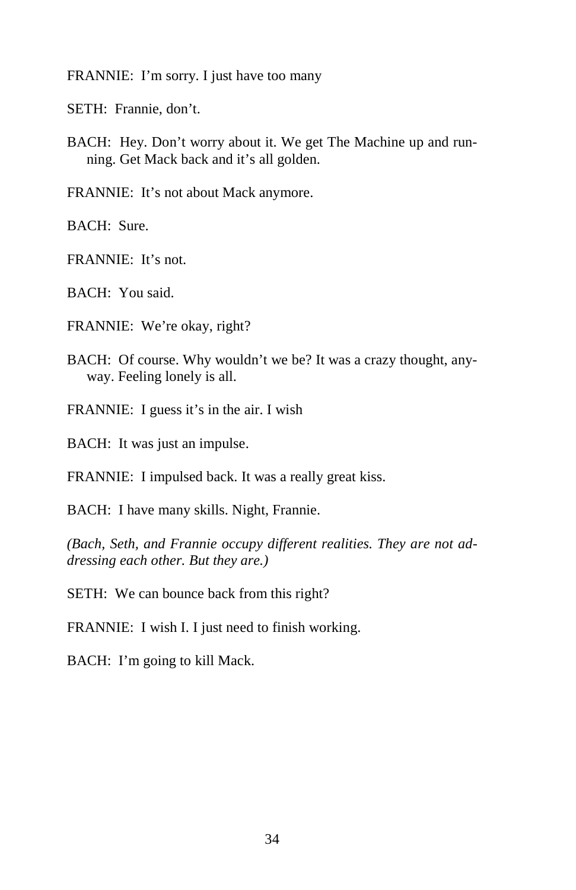FRANNIE: I'm sorry. I just have too many

SETH: Frannie, don't.

BACH: Hey. Don't worry about it. We get The Machine up and running. Get Mack back and it's all golden.

FRANNIE: It's not about Mack anymore.

BACH: Sure.

FRANNIE: It's not.

BACH: You said.

FRANNIE: We're okay, right?

BACH: Of course. Why wouldn't we be? It was a crazy thought, anyway. Feeling lonely is all.

FRANNIE: I guess it's in the air. I wish

BACH: It was just an impulse.

FRANNIE: I impulsed back. It was a really great kiss.

BACH: I have many skills. Night, Frannie.

*(Bach, Seth, and Frannie occupy different realities. They are not addressing each other. But they are.)*

SETH: We can bounce back from this right?

FRANNIE: I wish I. I just need to finish working.

BACH: I'm going to kill Mack.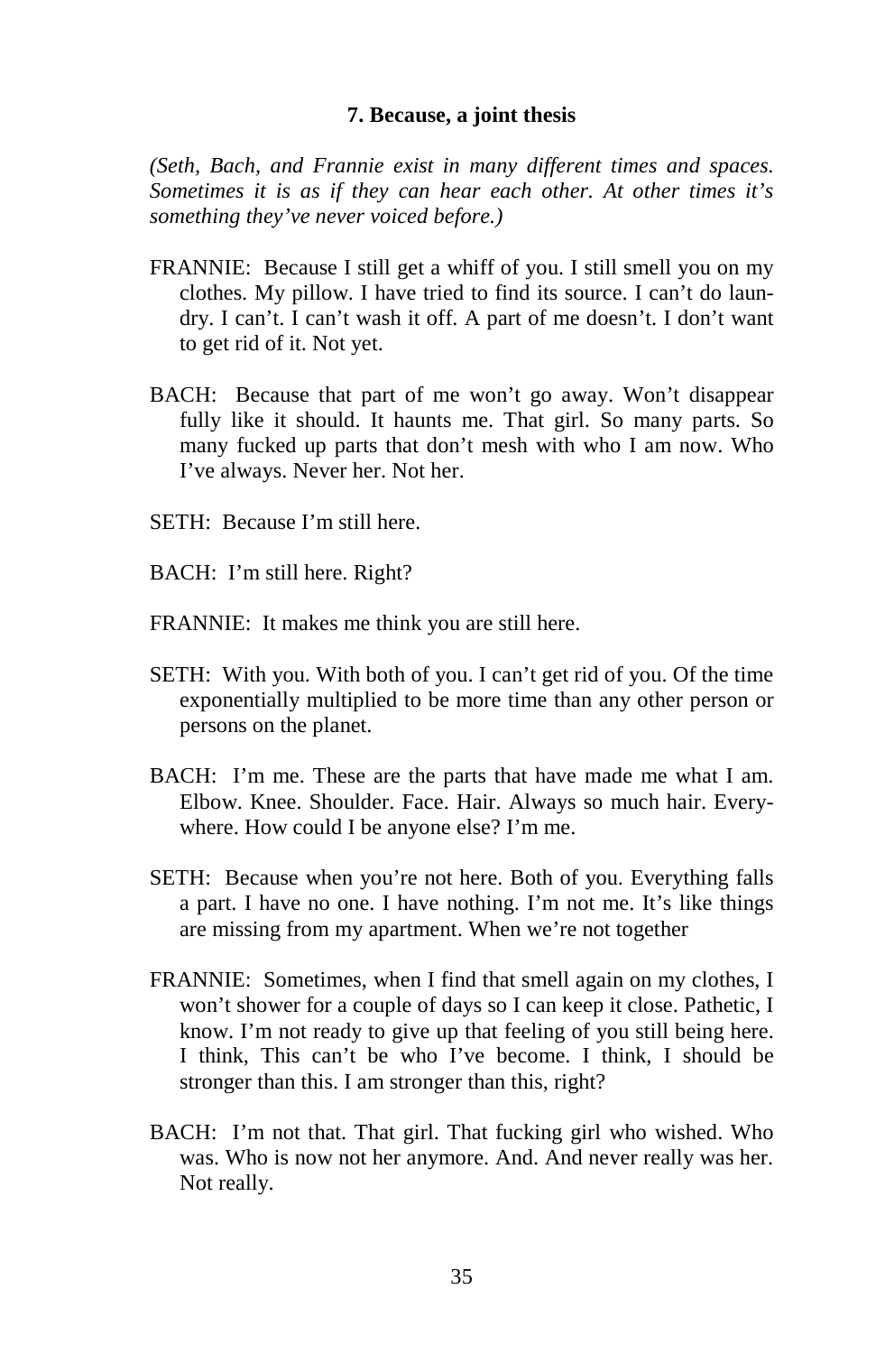### 7. Because, a joint thesis

*(Seth, Bach, and Frannie exist in many different times and spaces. Sometimes it is as if they can hear each other. At other times it's something they've never voiced before.)*

FRANNIE: Because I still get a whiff of you. I still smell you on my clothes. My pillow. I have tried to find its source. I can't do laundry. I can't. I can't wash it off. A part of me doesn't. I don't want to get rid of it. Not yet.

BACH: Because that part of me won't go away. Won't disappear fully like it should. It haunts me. That girl. So many parts. So many fucked up parts that don't mesh with who I am now. Who I've always. Never her. Not her.

SETH: Because I'm still here.

BACH: I'm still here. Right?

FRANNIE: It makes me think you are still here.

SETH: With you. With both of you. I can't get rid of you. Of the time exponentially multiplied to be more time than any other person or persons on the planet.

BACH: I'm me. These are the parts that have made me what I am. Elbow. Knee. Shoulder. Face. Hair. Always so much hair. Everywhere. How could I be anyone else? I'm me.

SETH: Because when you're not here. Both of you. Everything falls a part. I have no one. I have nothing. I'm not me. It's like things are missing from my apartment. When we're not together

FRANNIE: Sometimes, when I find that smell again on my clothes, I won't shower for a couple of days so I can keep it close. Pathetic, I know. I'm not ready to give up that feeling of you still being here. I think, This can't be who I've become. I think, I should be stronger than this. I am stronger than this, right?

BACH: I'm not that. That girl. That fucking girl who wished. Who was. Who is now not her anymore. And. And never really was her. Not really.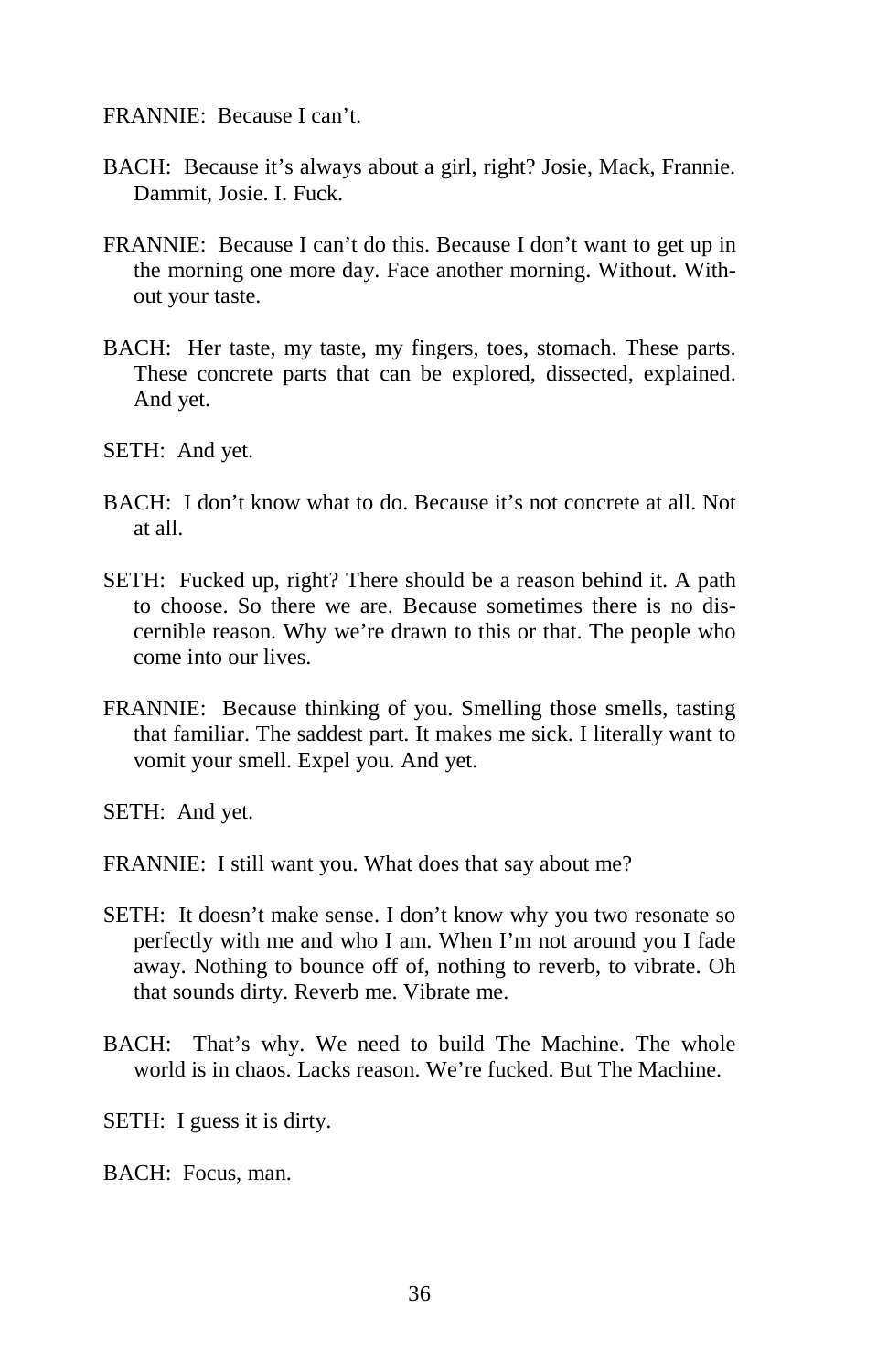FRANNIE: Because I can't.

BACH: Because it's always about a girl, right? Josie, Mack, Frannie. Dammit, Josie. I. Fuck.

FRANNIE: Because I can't do this. Because I don't want to get up in the morning one more day. Face another morning. Without. Without your taste.

BACH: Her taste, my taste, my fingers, toes, stomach. These parts. These concrete parts that can be explored, dissected, explained. And yet.

SETH: And yet.

BACH: I don't know what to do. Because it's not concrete at all. Not at all.

SETH: Fucked up, right? There should be a reason behind it. A path to choose. So there we are. Because sometimes there is no discernible reason. Why we're drawn to this or that. The people who come into our lives.

FRANNIE: Because thinking of you. Smelling those smells, tasting that familiar. The saddest part. It makes me sick. I literally want to vomit your smell. Expel you. And yet.

SETH: And yet.

FRANNIE: I still want you. What does that say about me?

SETH: It doesn't make sense. I don't know why you two resonate so perfectly with me and who I am. When I'm not around you I fade away. Nothing to bounce off of, nothing to reverb, to vibrate. Oh that sounds dirty. Reverb me. Vibrate me.

BACH: That's why. We need to build The Machine. The whole world is in chaos. Lacks reason. We're fucked. But The Machine.

SETH: I guess it is dirty.

BACH: Focus, man.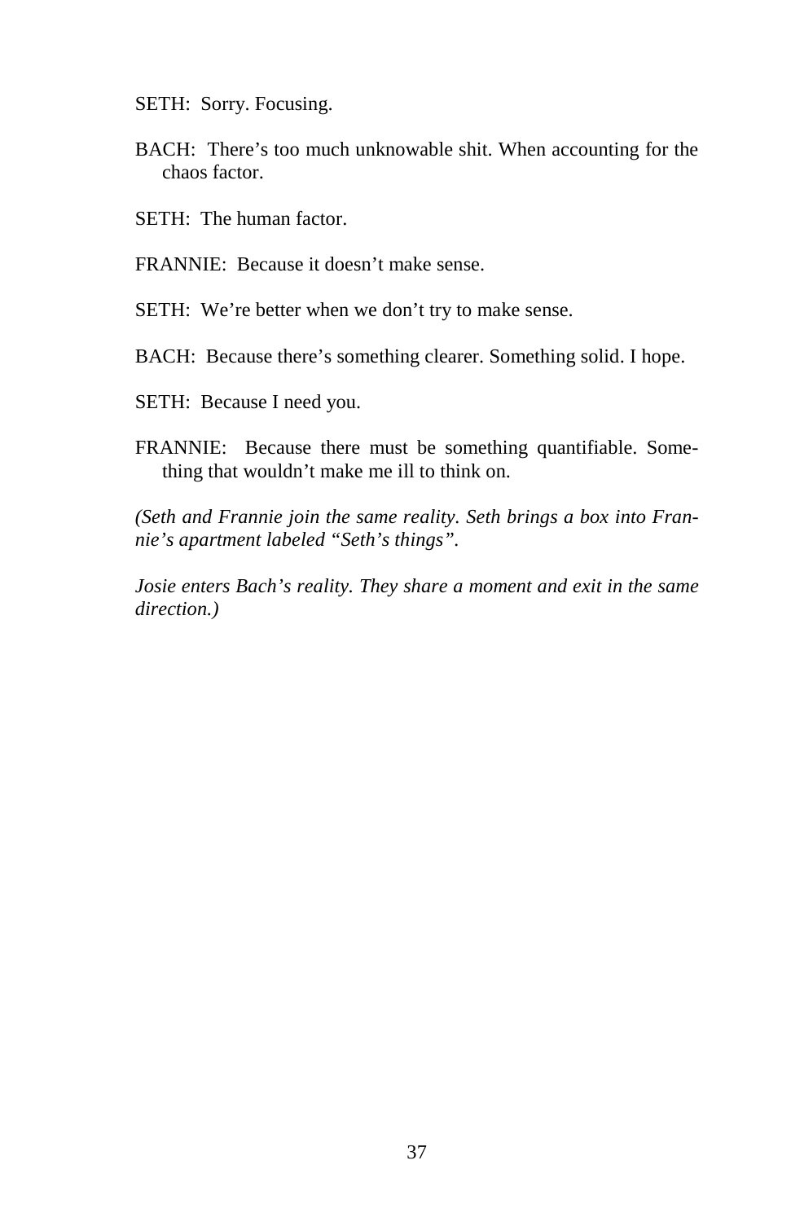SETH: Sorry. Focusing.

BACH: There's too much unknowable shit. When accounting for the chaos factor.

SETH: The human factor.

FRANNIE: Because it doesn't make sense.

SETH: We're better when we don't try to make sense.

BACH: Because there's something clearer. Something solid. I hope.

SETH: Because I need you.

FRANNIE: Because there must be something quantifiable. Something that wouldn't make me ill to think on.

*(Seth and Frannie join the same reality. Seth brings a box into Frannie's apartment labeled "Seth's things".*

*Josie enters Bach's reality. They share a moment and exit in the same direction.)*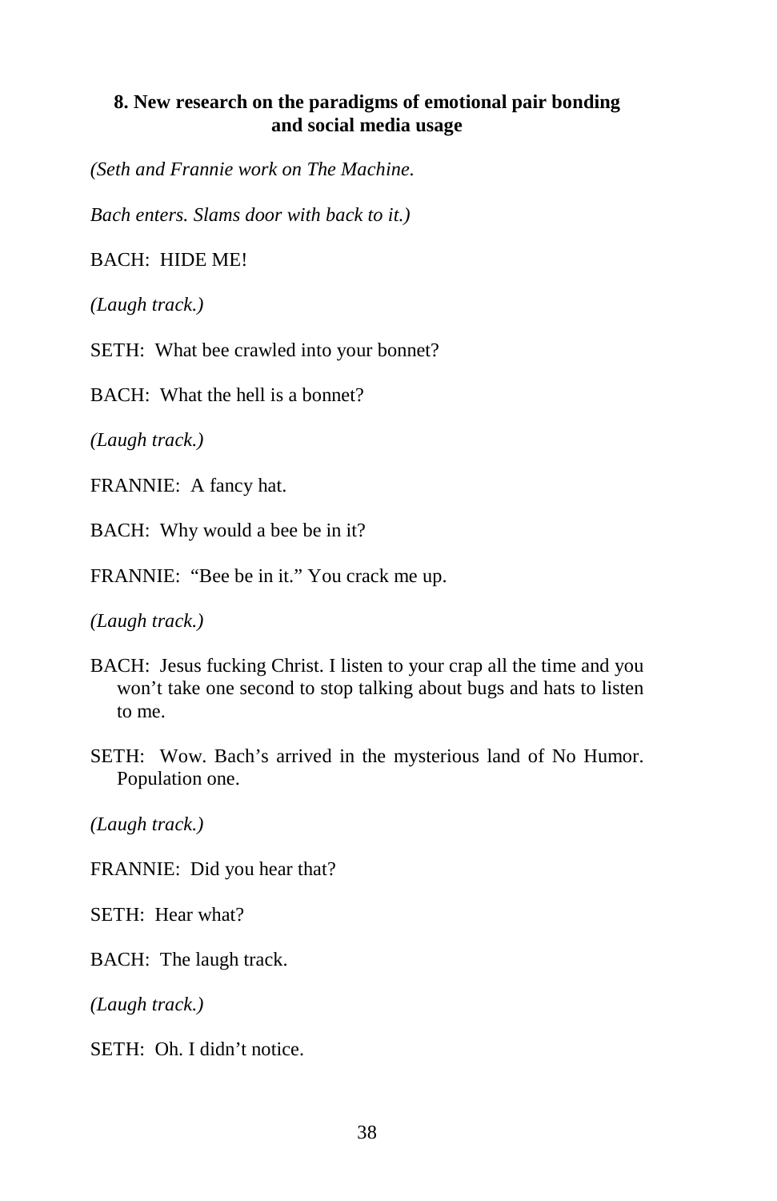### 8. New research on the paradigms of emotional pair bonding and social media usage

*(Seth and Frannie work on The Machine.*

*Bach enters. Slams door with back to it.)*

BACH: HIDE ME!

*(Laugh track.)*

SETH: What bee crawled into your bonnet?

BACH: What the hell is a bonnet?

*(Laugh track.)*

FRANNIE: A fancy hat.

BACH: Why would a bee be in it?

FRANNIE: "Bee be in it." You crack me up.

*(Laugh track.)*

BACH: Jesus fucking Christ. I listen to your crap all the time and you won't take one second to stop talking about bugs and hats to listen to me.

SETH: Wow. Bach's arrived in the mysterious land of No Humor. Population one.

*(Laugh track.)*

FRANNIE: Did you hear that?

SETH: Hear what?

BACH: The laugh track.

*(Laugh track.)*

SETH: Oh. I didn't notice.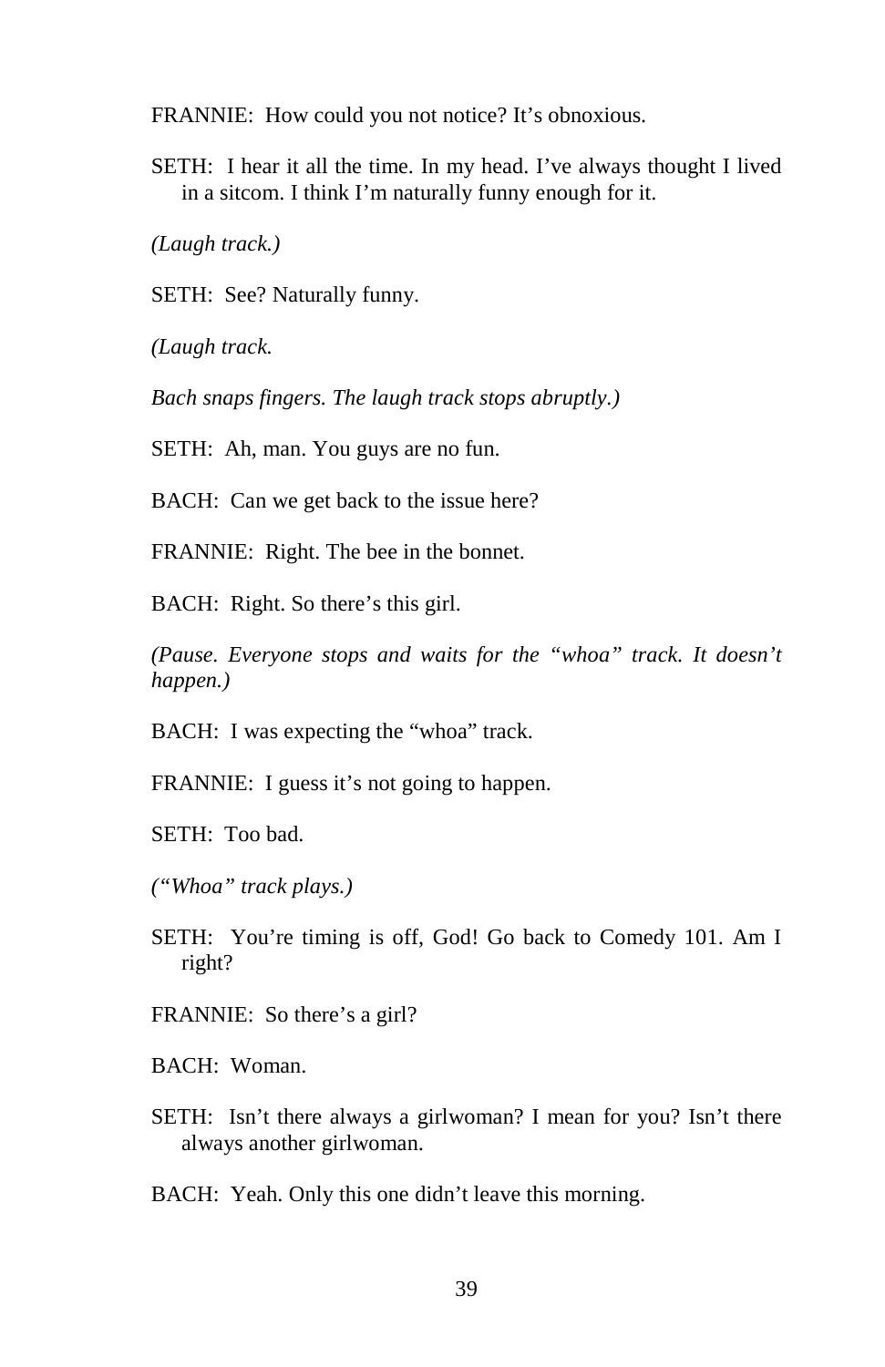FRANNIE: How could you not notice? It's obnoxious.

SETH: I hear it all the time. In my head. I've always thought I lived in a sitcom. I think I'm naturally funny enough for it.

*(Laugh track.)*

SETH: See? Naturally funny.

*(Laugh track.*

*Bach snaps fingers. The laugh track stops abruptly.)*

SETH: Ah, man. You guys are no fun.

BACH: Can we get back to the issue here?

FRANNIE: Right. The bee in the bonnet.

BACH: Right. So there's this girl.

*(Pause. Everyone stops and waits for the "whoa" track. It doesn't happen.)*

BACH: I was expecting the "whoa" track.

FRANNIE: I guess it's not going to happen.

SETH: Too bad.

*("Whoa" track plays.)*

SETH: You're timing is off, God! Go back to Comedy 101. Am I right?

FRANNIE: So there's a girl?

BACH: Woman.

SETH: Isn't there always a girlwoman? I mean for you? Isn't there always another girlwoman.

BACH: Yeah. Only this one didn't leave this morning.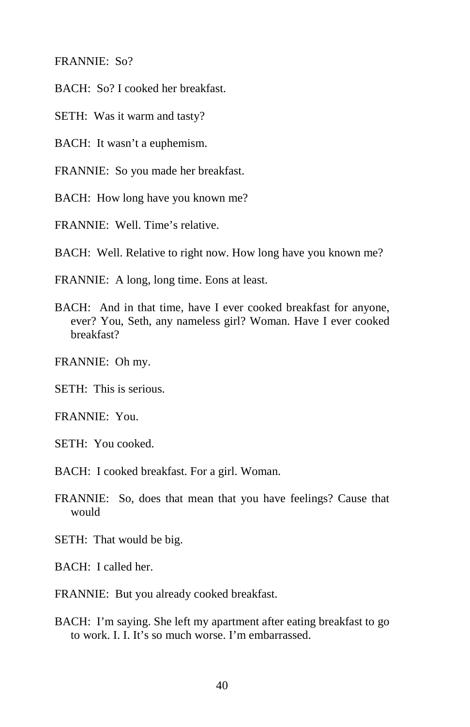FRANNIE: So?

BACH: So? I cooked her breakfast.

SETH: Was it warm and tasty?

BACH: It wasn't a euphemism.

FRANNIE: So you made her breakfast.

BACH: How long have you known me?

FRANNIE: Well. Time's relative.

BACH: Well. Relative to right now. How long have you known me?

FRANNIE: A long, long time. Eons at least.

BACH: And in that time, have I ever cooked breakfast for anyone, ever? You, Seth, any nameless girl? Woman. Have I ever cooked breakfast?

FRANNIE: Oh my.

SETH: This is serious.

FRANNIE: You.

SETH: You cooked.

BACH: I cooked breakfast. For a girl. Woman.

FRANNIE: So, does that mean that you have feelings? Cause that would

SETH: That would be big.

BACH: I called her.

FRANNIE: But you already cooked breakfast.

BACH: I'm saying. She left my apartment after eating breakfast to go to work. I. I. It's so much worse. I'm embarrassed.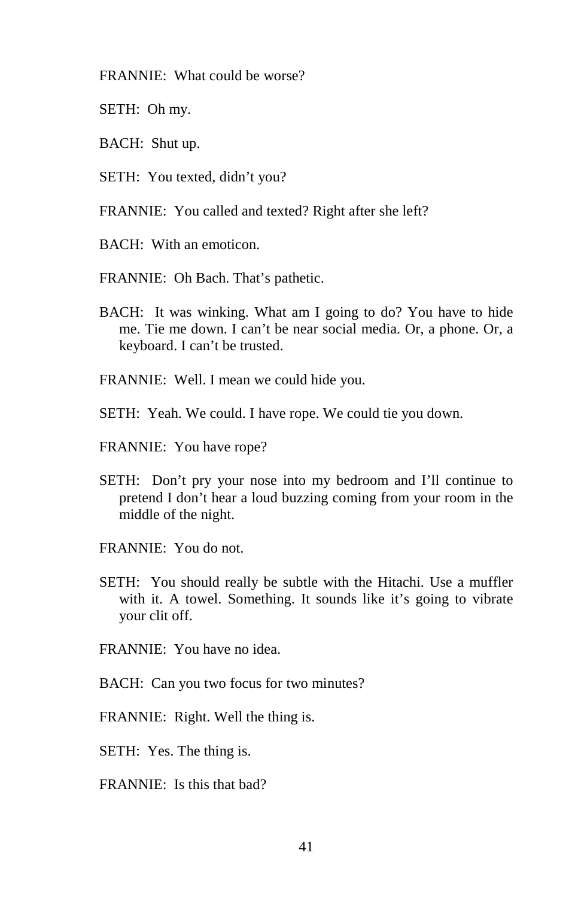FRANNIE: What could be worse?

SETH: Oh my.

BACH: Shut up.

SETH: You texted, didn't you?

FRANNIE: You called and texted? Right after she left?

BACH: With an emoticon.

FRANNIE: Oh Bach. That's pathetic.

BACH: It was winking. What am I going to do? You have to hide me. Tie me down. I can't be near social media. Or, a phone. Or, a keyboard. I can't be trusted.

FRANNIE: Well. I mean we could hide you.

SETH: Yeah. We could. I have rope. We could tie you down.

FRANNIE: You have rope?

SETH: Don't pry your nose into my bedroom and I'll continue to pretend I don't hear a loud buzzing coming from your room in the middle of the night.

FRANNIE: You do not.

SETH: You should really be subtle with the Hitachi. Use a muffler with it. A towel. Something. It sounds like it's going to vibrate your clit off.

FRANNIE: You have no idea.

BACH: Can you two focus for two minutes?

FRANNIE: Right. Well the thing is.

SETH: Yes. The thing is.

FRANNIE: Is this that bad?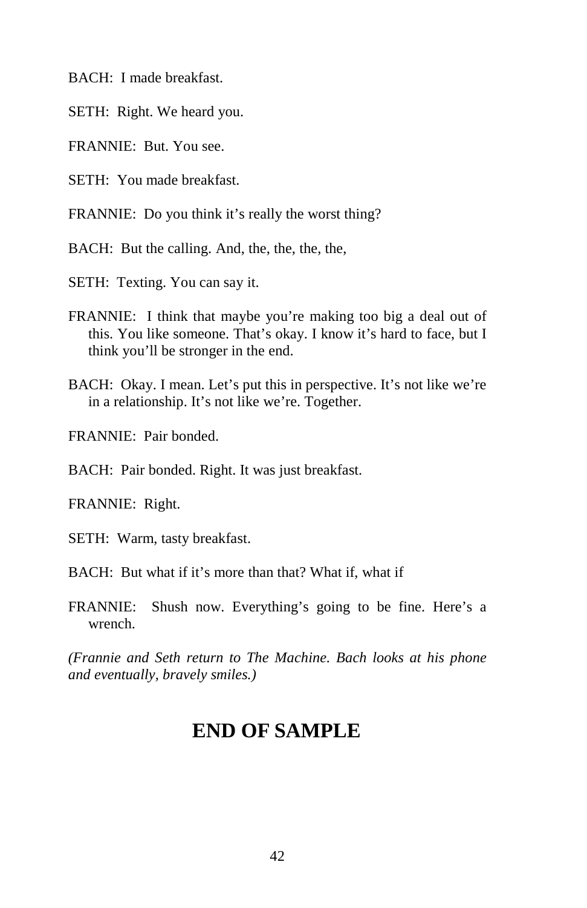BACH: I made breakfast.

SETH: Right. We heard you.

FRANNIE: But. You see.

SETH: You made breakfast.

FRANNIE: Do you think it's really the worst thing?

BACH: But the calling. And, the, the, the, the,

SETH: Texting. You can say it.

FRANNIE: I think that maybe you're making too big a deal out of this. You like someone. That's okay. I know it's hard to face, but I think you'll be stronger in the end.

BACH: Okay. I mean. Let's put this in perspective. It's not like we're in a relationship. It's not like we're. Together.

FRANNIE: Pair bonded.

BACH: Pair bonded. Right. It was just breakfast.

FRANNIE: Right.

SETH: Warm, tasty breakfast.

BACH: But what if it's more than that? What if, what if

FRANNIE: Shush now. Everything's going to be fine. Here's a wrench.

*(Frannie and Seth return to The Machine. Bach looks at his phone and eventually, bravely smiles.)*

## END OF SAMPLE